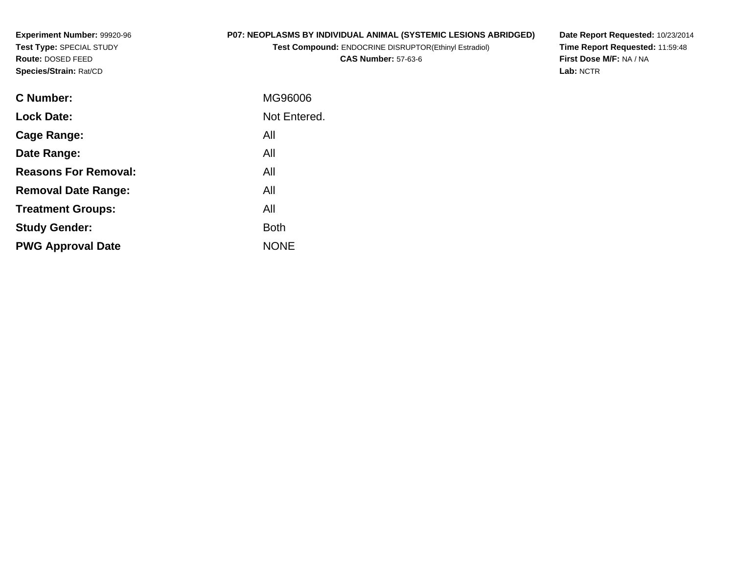**Experiment Number:** 99920-96
**Test Type:** SPECIAL STUDY
**Route:** DOSED FEED
**Species/Strain:** Rat/CD

**P07: NEOPLASMS BY INDIVIDUAL ANIMAL (SYSTEMIC LESIONS ABRIDGED)**
**Test Compound:** ENDOCRINE DISRUPTOR(Ethinyl Estradiol)
**CAS Number:** 57-63-6

**Date Report Requested:** 10/23/2014
**Time Report Requested:** 11:59:48
**First Dose M/F:** NA / NA
**Lab:** NCTR

| | |
|---|---|
| **C Number:** | MG96006 |
| **Lock Date:** | Not Entered. |
| **Cage Range:** | All |
| **Date Range:** | All |
| **Reasons For Removal:** | All |
| **Removal Date Range:** | All |
| **Treatment Groups:** | All |
| **Study Gender:** | Both |
| **PWG Approval Date** | NONE |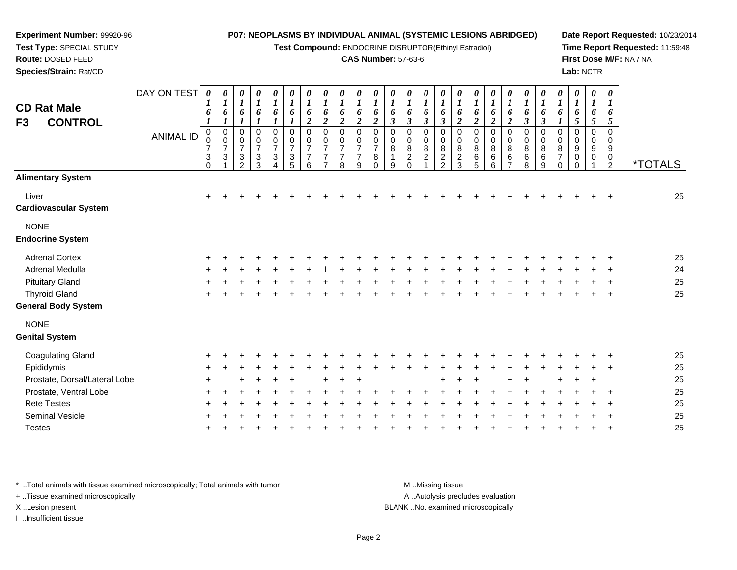**Experiment Number:** 99920-96
**Test Type:** SPECIAL STUDY
**Route:** DOSED FEED
**Species/Strain:** Rat/CD

**P07: NEOPLASMS BY INDIVIDUAL ANIMAL (SYSTEMIC LESIONS ABRIDGED)**
**Test Compound:** ENDOCRINE DISRUPTOR(Ethinyl Estradiol)
**CAS Number:** 57-63-6

**Date Report Requested:** 10/23/2014
**Time Report Requested:** 11:59:48
**First Dose M/F:** NA / NA
**Lab:** NCTR

## CD Rat Male
## F3 CONTROL

| DAY ON TEST | 0161 | 0161 | 0161 | 0161 | 0161 | 0161 | 0162 | 0162 | 0162 | 0162 | 0162 | 0163 | 0163 | 0163 | 0163 | 0162 | 0162 | 0162 | 0162 | 0163 | 0163 | 0161 | 0165 | 0165 | 0165 | |
|---|---|---|---|---|---|---|---|---|---|---|---|---|---|---|---|---|---|---|---|---|---|---|---|---|---|---|
| **ANIMAL ID** | 00730 | 00731 | 00732 | 00733 | 00734 | 00735 | 00776 | 00777 | 00778 | 00779 | 00780 | 00819 | 00820 | 00821 | 00822 | 00823 | 00865 | 00866 | 00867 | 00868 | 00869 | 00870 | 00900 | 00901 | 00902 | ***TOTALS** |
| **Alimentary System** | | | | | | | | | | | | | | | | | | | | | | | | | | |
| Liver | + | + | + | + | + | + | + | + | + | + | + | + | + | + | + | + | + | + | + | + | + | + | + | + | + | 25 |
| **Cardiovascular System** | | | | | | | | | | | | | | | | | | | | | | | | | | |
| NONE | | | | | | | | | | | | | | | | | | | | | | | | | | |
| **Endocrine System** | | | | | | | | | | | | | | | | | | | | | | | | | | |
| Adrenal Cortex | + | + | + | + | + | + | + | + | + | + | + | + | + | + | + | + | + | + | + | + | + | + | + | + | + | 25 |
| Adrenal Medulla | + | + | + | + | + | + | + | I | + | + | + | + | + | + | + | + | + | + | + | + | + | + | + | + | + | 24 |
| Pituitary Gland | + | + | + | + | + | + | + | + | + | + | + | + | + | + | + | + | + | + | + | + | + | + | + | + | + | 25 |
| Thyroid Gland | + | + | + | + | + | + | + | + | + | + | + | + | + | + | + | + | + | + | + | + | + | + | + | + | + | 25 |
| **General Body System** | | | | | | | | | | | | | | | | | | | | | | | | | | |
| NONE | | | | | | | | | | | | | | | | | | | | | | | | | | |
| **Genital System** | | | | | | | | | | | | | | | | | | | | | | | | | | |
| Coagulating Gland | + | + | + | + | + | + | + | + | + | + | + | + | + | + | + | + | + | + | + | + | + | + | + | + | + | 25 |
| Epididymis | + | + | + | + | + | + | + | + | + | + | + | + | + | + | + | + | + | + | + | + | + | + | + | + | + | 25 |
| Prostate, Dorsal/Lateral Lobe | + | | + | + | + | + | | + | + | + | | | | | + | + | + | | + | + | | + | + | + | | 25 |
| Prostate, Ventral Lobe | + | + | + | + | + | + | + | + | + | + | + | + | + | + | + | + | + | + | + | + | + | + | + | + | + | 25 |
| Rete Testes | + | + | + | + | + | + | + | + | + | + | + | + | + | + | + | + | + | + | + | + | + | + | + | + | + | 25 |
| Seminal Vesicle | + | + | + | + | + | + | + | + | + | + | + | + | + | + | + | + | + | + | + | + | + | + | + | + | + | 25 |
| Testes | + | + | + | + | + | + | + | + | + | + | + | + | + | + | + | + | + | + | + | + | + | + | + | + | + | 25 |

* ..Total animals with tissue examined microscopically; Total animals with tumor
+ ..Tissue examined microscopically
X ..Lesion present
I ..Insufficient tissue

M ..Missing tissue
A ..Autolysis precludes evaluation
BLANK ..Not examined microscopically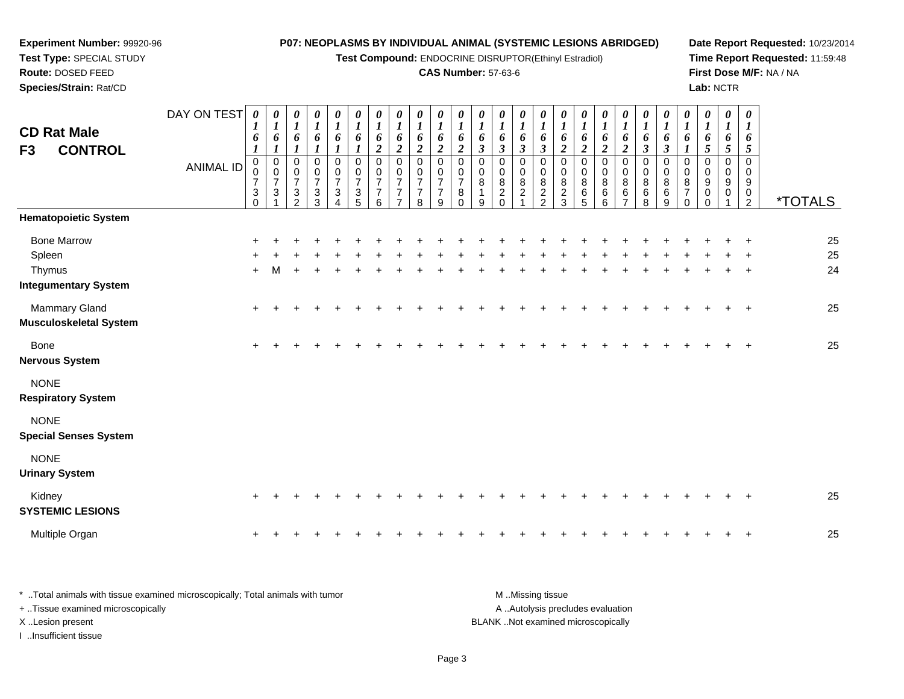**Experiment Number:** 99920-96
**Test Type:** SPECIAL STUDY
**Route:** DOSED FEED
**Species/Strain:** Rat/CD

**P07: NEOPLASMS BY INDIVIDUAL ANIMAL (SYSTEMIC LESIONS ABRIDGED)**
**Test Compound:** ENDOCRINE DISRUPTOR(Ethinyl Estradiol)
**CAS Number:** 57-63-6

**Date Report Requested:** 10/23/2014
**Time Report Requested:** 11:59:48
**First Dose M/F:** NA / NA
**Lab:** NCTR

## CD Rat Male
## F3 CONTROL

| DAY ON TEST | 0161 | 0161 | 0161 | 0161 | 0161 | 0161 | 0162 | 0162 | 0162 | 0162 | 0162 | 0163 | 0163 | 0163 | 0163 | 0162 | 0162 | 0162 | 0162 | 0163 | 0163 | 0161 | 0165 | 0165 | 0165 | |
|---|---|---|---|---|---|---|---|---|---|---|---|---|---|---|---|---|---|---|---|---|---|---|---|---|---|---|
| **ANIMAL ID** | 000730 | 000731 | 000732 | 000733 | 000734 | 000735 | 000776 | 000777 | 000778 | 000779 | 000780 | 000819 | 000820 | 000821 | 000822 | 000823 | 000865 | 000866 | 000867 | 000868 | 000869 | 000870 | 000900 | 000901 | 000902 | ***TOTALS** |
| **Hematopoietic System** | | | | | | | | | | | | | | | | | | | | | | | | | | |
| Bone Marrow | + | + | + | + | + | + | + | + | + | + | + | + | + | + | + | + | + | + | + | + | + | + | + | + | + | 25 |
| Spleen | + | + | + | + | + | + | + | + | + | + | + | + | + | + | + | + | + | + | + | + | + | + | + | + | + | 25 |
| Thymus | + | M | + | + | + | + | + | + | + | + | + | + | + | + | + | + | + | + | + | + | + | + | + | + | + | 24 |
| **Integumentary System** | | | | | | | | | | | | | | | | | | | | | | | | | | |
| Mammary Gland | + | + | + | + | + | + | + | + | + | + | + | + | + | + | + | + | + | + | + | + | + | + | + | + | + | 25 |
| **Musculoskeletal System** | | | | | | | | | | | | | | | | | | | | | | | | | | |
| Bone | + | + | + | + | + | + | + | + | + | + | + | + | + | + | + | + | + | + | + | + | + | + | + | + | + | 25 |
| **Nervous System** | | | | | | | | | | | | | | | | | | | | | | | | | | |
| NONE | | | | | | | | | | | | | | | | | | | | | | | | | | |
| **Respiratory System** | | | | | | | | | | | | | | | | | | | | | | | | | | |
| NONE | | | | | | | | | | | | | | | | | | | | | | | | | | |
| **Special Senses System** | | | | | | | | | | | | | | | | | | | | | | | | | | |
| NONE | | | | | | | | | | | | | | | | | | | | | | | | | | |
| **Urinary System** | | | | | | | | | | | | | | | | | | | | | | | | | | |
| Kidney | + | + | + | + | + | + | + | + | + | + | + | + | + | + | + | + | + | + | + | + | + | + | + | + | + | 25 |
| **SYSTEMIC LESIONS** | | | | | | | | | | | | | | | | | | | | | | | | | | |
| Multiple Organ | + | + | + | + | + | + | + | + | + | + | + | + | + | + | + | + | + | + | + | + | + | + | + | + | + | 25 |

* ..Total animals with tissue examined microscopically; Total animals with tumor
+ ..Tissue examined microscopically
X ..Lesion present
I ..Insufficient tissue

M ..Missing tissue
A ..Autolysis precludes evaluation
BLANK ..Not examined microscopically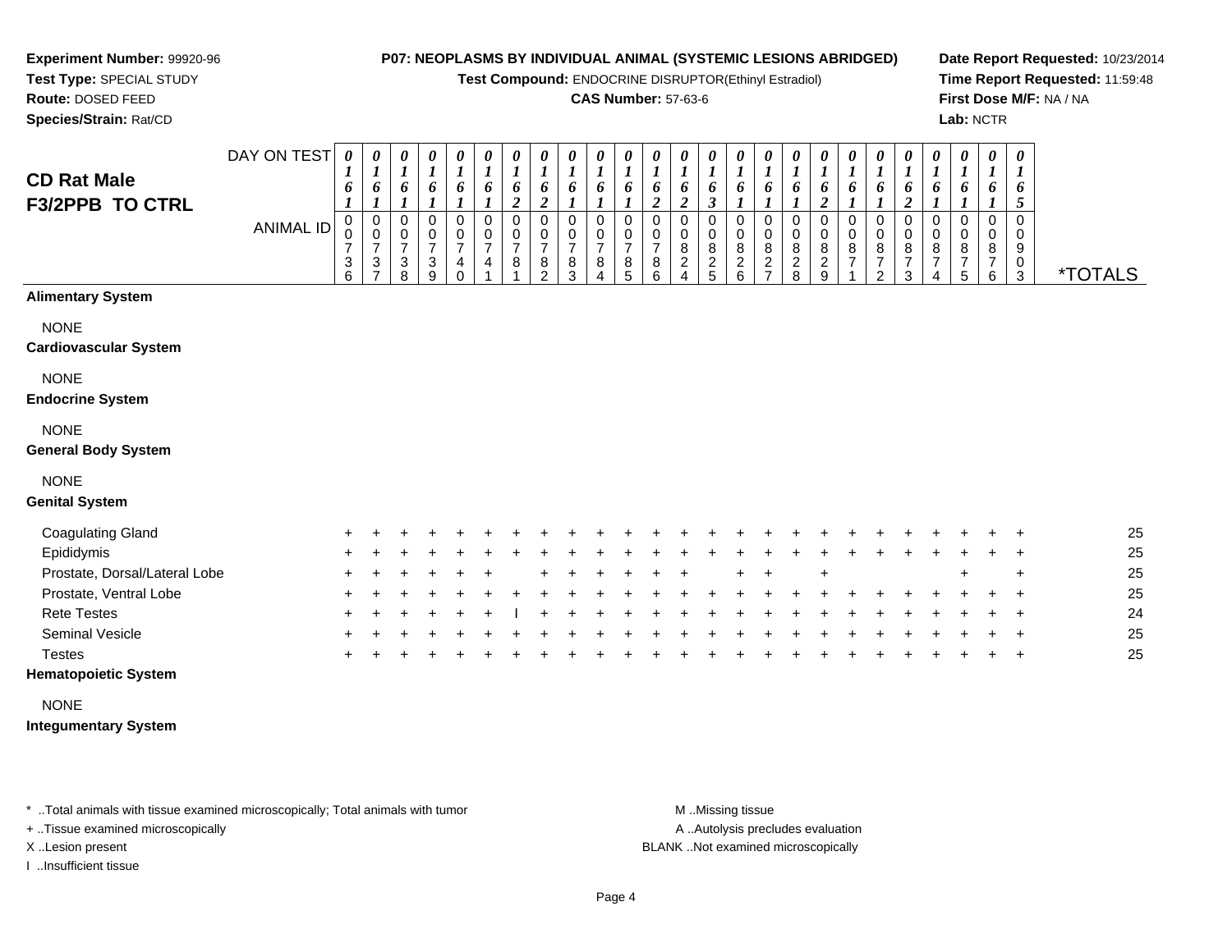**Experiment Number:** 99920-96
**Test Type:** SPECIAL STUDY
**Route:** DOSED FEED
**Species/Strain:** Rat/CD

**P07: NEOPLASMS BY INDIVIDUAL ANIMAL (SYSTEMIC LESIONS ABRIDGED)**
**Test Compound:** ENDOCRINE DISRUPTOR(Ethinyl Estradiol)
**CAS Number:** 57-63-6

**Date Report Requested:** 10/23/2014
**Time Report Requested:** 11:59:48
**First Dose M/F:** NA / NA
**Lab:** NCTR

## CD Rat Male F3/2PPB TO CTRL

| DAY ON TEST | 0161 | 0161 | 0161 | 0161 | 0161 | 0161 | 0162 | 0162 | 0161 | 0161 | 0161 | 0162 | 0162 | 0163 | 0161 | 0161 | 0161 | 0162 | 0161 | 0161 | 0162 | 0161 | 0161 | 0161 | 0165 | |
|---|---|---|---|---|---|---|---|---|---|---|---|---|---|---|---|---|---|---|---|---|---|---|---|---|---|---|
| **ANIMAL ID** | 0736 | 0737 | 0738 | 0739 | 0740 | 0741 | 0781 | 0782 | 0783 | 0784 | 0785 | 0786 | 0824 | 0825 | 0826 | 0827 | 0828 | 0829 | 0871 | 0872 | 0873 | 0874 | 0875 | 0876 | 0903 | ***TOTALS** |
| **Alimentary System** | | | | | | | | | | | | | | | | | | | | | | | | | | |
| NONE | | | | | | | | | | | | | | | | | | | | | | | | | | |
| **Cardiovascular System** | | | | | | | | | | | | | | | | | | | | | | | | | | |
| NONE | | | | | | | | | | | | | | | | | | | | | | | | | | |
| **Endocrine System** | | | | | | | | | | | | | | | | | | | | | | | | | | |
| NONE | | | | | | | | | | | | | | | | | | | | | | | | | | |
| **General Body System** | | | | | | | | | | | | | | | | | | | | | | | | | | |
| NONE | | | | | | | | | | | | | | | | | | | | | | | | | | |
| **Genital System** | | | | | | | | | | | | | | | | | | | | | | | | | | |
| Coagulating Gland | + | + | + | + | + | + | + | + | + | + | + | + | + | + | + | + | + | + | + | + | + | + | + | + | + | 25 |
| Epididymis | + | + | + | + | + | + | + | + | + | + | + | + | + | + | + | + | + | + | + | + | + | + | + | + | + | 25 |
| Prostate, Dorsal/Lateral Lobe | + | + | + | + | + | + | | + | + | + | + | + | + | | + | + | | + | | | | | + | | + | 25 |
| Prostate, Ventral Lobe | + | + | + | + | + | + | + | + | + | + | + | + | + | + | + | + | + | + | + | + | + | + | + | + | + | 25 |
| Rete Testes | + | + | + | + | + | + | I | + | + | + | + | + | + | + | + | + | + | + | + | + | + | + | + | + | + | 24 |
| Seminal Vesicle | + | + | + | + | + | + | + | + | + | + | + | + | + | + | + | + | + | + | + | + | + | + | + | + | + | 25 |
| Testes | + | + | + | + | + | + | + | + | + | + | + | + | + | + | + | + | + | + | + | + | + | + | + | + | + | 25 |
| **Hematopoietic System** | | | | | | | | | | | | | | | | | | | | | | | | | | |
| NONE | | | | | | | | | | | | | | | | | | | | | | | | | | |
| **Integumentary System** | | | | | | | | | | | | | | | | | | | | | | | | | | |

\* ..Total animals with tissue examined microscopically; Total animals with tumor
\+ ..Tissue examined microscopically
X ..Lesion present
I ..Insufficient tissue

M ..Missing tissue
A ..Autolysis precludes evaluation
BLANK ..Not examined microscopically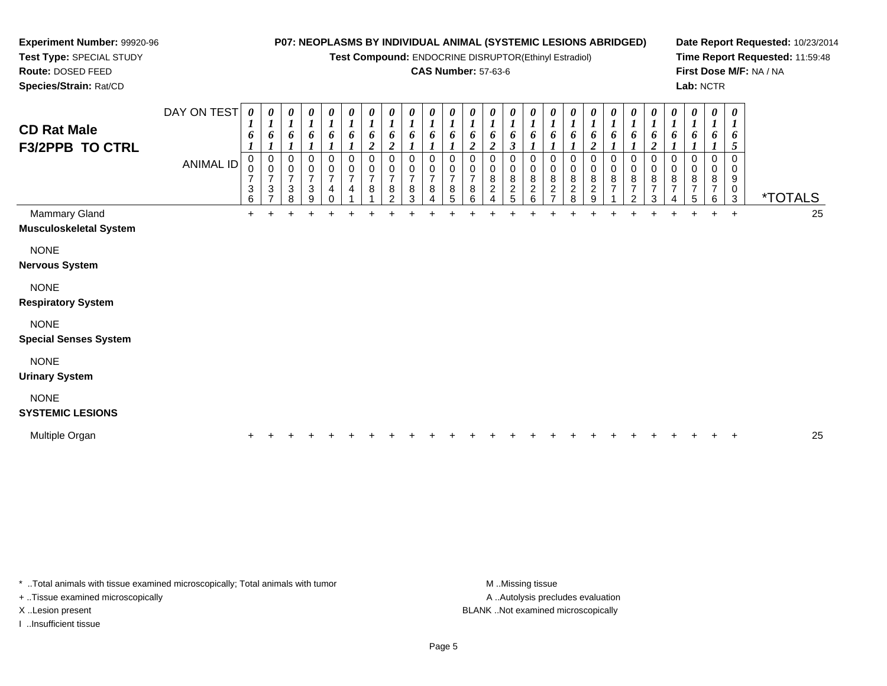**Experiment Number:** 99920-96
**Test Type:** SPECIAL STUDY
**Route:** DOSED FEED
**Species/Strain:** Rat/CD

**P07: NEOPLASMS BY INDIVIDUAL ANIMAL (SYSTEMIC LESIONS ABRIDGED)**
**Test Compound:** ENDOCRINE DISRUPTOR(Ethinyl Estradiol)
**CAS Number:** 57-63-6

**Date Report Requested:** 10/23/2014
**Time Report Requested:** 11:59:48
**First Dose M/F:** NA / NA
**Lab:** NCTR

## CD Rat Male F3/2PPB TO CTRL

| DAY ON TEST | 0161 | 0161 | 0161 | 0161 | 0161 | 0161 | 0162 | 0162 | 0161 | 0161 | 0161 | 0162 | 0162 | 0163 | 0161 | 0161 | 0161 | 0162 | 0161 | 0161 | 0162 | 0161 | 0161 | 0161 | 0165 | |
|---|---|---|---|---|---|---|---|---|---|---|---|---|---|---|---|---|---|---|---|---|---|---|---|---|---|---|
| **ANIMAL ID** | 00736 | 00737 | 00738 | 00739 | 00740 | 00741 | 00781 | 00782 | 00783 | 00784 | 00785 | 00786 | 00824 | 00825 | 00826 | 00827 | 00828 | 00829 | 00871 | 00872 | 00873 | 00874 | 00875 | 00876 | 00903 | ***TOTALS** |
| Mammary Gland | + | + | + | + | + | + | + | + | + | + | + | + | + | + | + | + | + | + | + | + | + | + | + | + | + | 25 |
| **Musculoskeletal System** | | | | | | | | | | | | | | | | | | | | | | | | | | |
| NONE | | | | | | | | | | | | | | | | | | | | | | | | | | |
| **Nervous System** | | | | | | | | | | | | | | | | | | | | | | | | | | |
| NONE | | | | | | | | | | | | | | | | | | | | | | | | | | |
| **Respiratory System** | | | | | | | | | | | | | | | | | | | | | | | | | | |
| NONE | | | | | | | | | | | | | | | | | | | | | | | | | | |
| **Special Senses System** | | | | | | | | | | | | | | | | | | | | | | | | | | |
| NONE | | | | | | | | | | | | | | | | | | | | | | | | | | |
| **Urinary System** | | | | | | | | | | | | | | | | | | | | | | | | | | |
| NONE | | | | | | | | | | | | | | | | | | | | | | | | | | |
| **SYSTEMIC LESIONS** | | | | | | | | | | | | | | | | | | | | | | | | | | |
| Multiple Organ | + | + | + | + | + | + | + | + | + | + | + | + | + | + | + | + | + | + | + | + | + | + | + | + | + | 25 |

* ..Total animals with tissue examined microscopically; Total animals with tumor
+ ..Tissue examined microscopically
X ..Lesion present
I ..Insufficient tissue

M ..Missing tissue
A ..Autolysis precludes evaluation
BLANK ..Not examined microscopically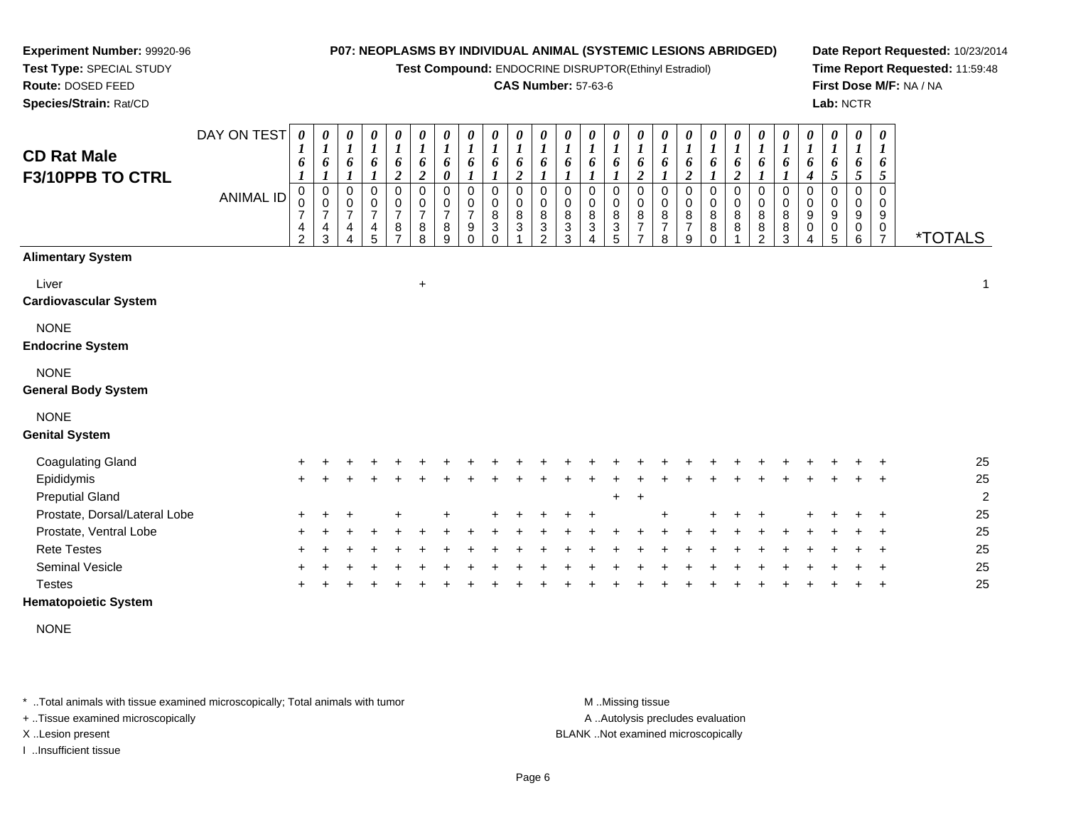**Experiment Number:** 99920-96
**Test Type:** SPECIAL STUDY
**Route:** DOSED FEED
**Species/Strain:** Rat/CD

**P07: NEOPLASMS BY INDIVIDUAL ANIMAL (SYSTEMIC LESIONS ABRIDGED)**
**Test Compound:** ENDOCRINE DISRUPTOR(Ethinyl Estradiol)
**CAS Number:** 57-63-6

**Date Report Requested:** 10/23/2014
**Time Report Requested:** 11:59:48
**First Dose M/F:** NA / NA
**Lab:** NCTR

## CD Rat Male F3/10PPB TO CTRL

| DAY ON TEST | 0161 | 0161 | 0161 | 0161 | 0162 | 0162 | 0160 | 0161 | 0161 | 0162 | 0161 | 0161 | 0161 | 0161 | 0162 | 0161 | 0162 | 0161 | 0162 | 0161 | 0161 | 0164 | 0165 | 0165 | 0165 | |
|---|---|---|---|---|---|---|---|---|---|---|---|---|---|---|---|---|---|---|---|---|---|---|---|---|---|---|
| **ANIMAL ID** | 00742 | 00743 | 00744 | 00745 | 00787 | 00788 | 00789 | 00790 | 00830 | 00831 | 00832 | 00833 | 00834 | 00835 | 00877 | 00878 | 00879 | 00880 | 00881 | 00882 | 00883 | 00904 | 00905 | 00906 | 00907 | ***TOTALS** |
| **Alimentary System** | | | | | | | | | | | | | | | | | | | | | | | | | | |
| Liver | | | | | | + | | | | | | | | | | | | | | | | | | | | 1 |
| **Cardiovascular System** | | | | | | | | | | | | | | | | | | | | | | | | | | |
| NONE | | | | | | | | | | | | | | | | | | | | | | | | | | |
| **Endocrine System** | | | | | | | | | | | | | | | | | | | | | | | | | | |
| NONE | | | | | | | | | | | | | | | | | | | | | | | | | | |
| **General Body System** | | | | | | | | | | | | | | | | | | | | | | | | | | |
| NONE | | | | | | | | | | | | | | | | | | | | | | | | | | |
| **Genital System** | | | | | | | | | | | | | | | | | | | | | | | | | | |
| Coagulating Gland | + | + | + | + | + | + | + | + | + | + | + | + | + | + | + | + | + | + | + | + | + | + | + | + | + | 25 |
| Epididymis | + | + | + | + | + | + | + | + | + | + | + | + | + | + | + | + | + | + | + | + | + | + | + | + | + | 25 |
| Preputial Gland | | | | | | | | | | | | | | + | + | | | | | | | | | | | 2 |
| Prostate, Dorsal/Lateral Lobe | + | + | + | | + | | + | | + | + | + | + | + | | | + | | + | + | + | | + | + | + | + | 25 |
| Prostate, Ventral Lobe | + | + | + | + | + | + | + | + | + | + | + | + | + | + | + | + | + | + | + | + | + | + | + | + | + | 25 |
| Rete Testes | + | + | + | + | + | + | + | + | + | + | + | + | + | + | + | + | + | + | + | + | + | + | + | + | + | 25 |
| Seminal Vesicle | + | + | + | + | + | + | + | + | + | + | + | + | + | + | + | + | + | + | + | + | + | + | + | + | + | 25 |
| Testes | + | + | + | + | + | + | + | + | + | + | + | + | + | + | + | + | + | + | + | + | + | + | + | + | + | 25 |
| **Hematopoietic System** | | | | | | | | | | | | | | | | | | | | | | | | | | |
| NONE | | | | | | | | | | | | | | | | | | | | | | | | | | |

* ..Total animals with tissue examined microscopically; Total animals with tumor
+ ..Tissue examined microscopically
X ..Lesion present
I ..Insufficient tissue

M ..Missing tissue
A ..Autolysis precludes evaluation
BLANK ..Not examined microscopically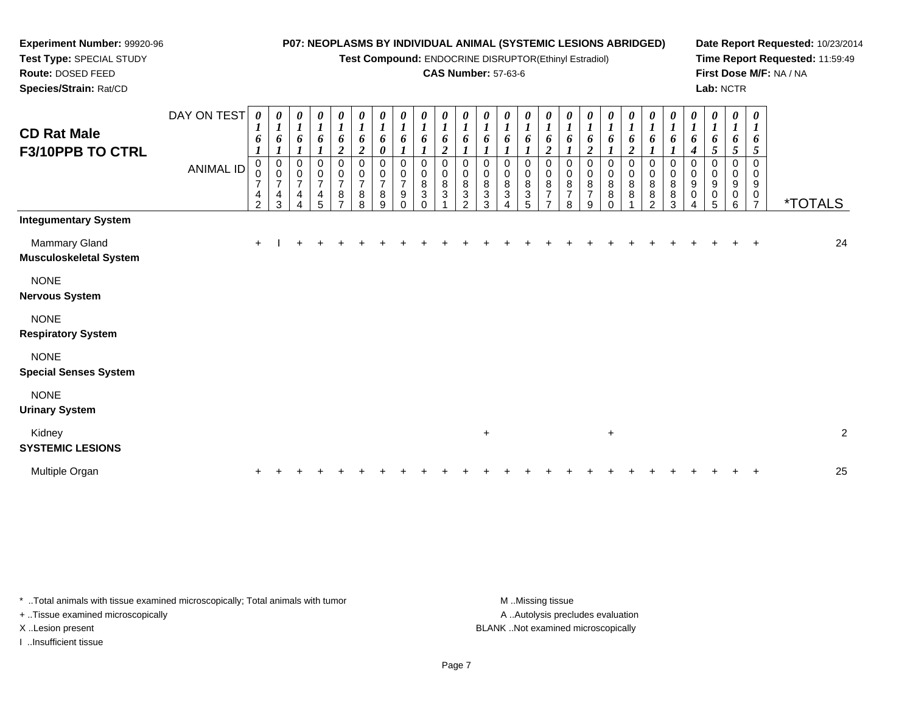**Experiment Number:** 99920-96
**Test Type:** SPECIAL STUDY
**Route:** DOSED FEED
**Species/Strain:** Rat/CD

**P07: NEOPLASMS BY INDIVIDUAL ANIMAL (SYSTEMIC LESIONS ABRIDGED)**
**Test Compound:** ENDOCRINE DISRUPTOR(Ethinyl Estradiol)
**CAS Number:** 57-63-6

**Date Report Requested:** 10/23/2014
**Time Report Requested:** 11:59:49
**First Dose M/F:** NA / NA
**Lab:** NCTR

## CD Rat Male F3/10PPB TO CTRL

| DAY ON TEST | 0161 | 0161 | 0161 | 0161 | 0162 | 0162 | 0160 | 0161 | 0161 | 0162 | 0161 | 0161 | 0161 | 0161 | 0162 | 0161 | 0162 | 0161 | 0162 | 0161 | 0161 | 0164 | 0165 | 0165 | 0165 | |
|---|---|---|---|---|---|---|---|---|---|---|---|---|---|---|---|---|---|---|---|---|---|---|---|---|---|---|
| **ANIMAL ID** | 00742 | 00743 | 00744 | 00745 | 00787 | 00788 | 00789 | 00790 | 00830 | 00831 | 00832 | 00833 | 00834 | 00835 | 00877 | 00878 | 00879 | 00880 | 00881 | 00882 | 00883 | 00904 | 00905 | 00906 | 00907 | ***TOTALS** |
| **Integumentary System** | | | | | | | | | | | | | | | | | | | | | | | | | | |
| Mammary Gland | + | I | + | + | + | + | + | + | + | + | + | + | + | + | + | + | + | + | + | + | + | + | + | + | + | 24 |
| **Musculoskeletal System** | | | | | | | | | | | | | | | | | | | | | | | | | | |
| NONE | | | | | | | | | | | | | | | | | | | | | | | | | | |
| **Nervous System** | | | | | | | | | | | | | | | | | | | | | | | | | | |
| NONE | | | | | | | | | | | | | | | | | | | | | | | | | | |
| **Respiratory System** | | | | | | | | | | | | | | | | | | | | | | | | | | |
| NONE | | | | | | | | | | | | | | | | | | | | | | | | | | |
| **Special Senses System** | | | | | | | | | | | | | | | | | | | | | | | | | | |
| NONE | | | | | | | | | | | | | | | | | | | | | | | | | | |
| **Urinary System** | | | | | | | | | | | | | | | | | | | | | | | | | | |
| Kidney | | | | | | | | | | | | + | | | | | | + | | | | | | | | 2 |
| **SYSTEMIC LESIONS** | | | | | | | | | | | | | | | | | | | | | | | | | | |
| Multiple Organ | + | + | + | + | + | + | + | + | + | + | + | + | + | + | + | + | + | + | + | + | + | + | + | + | + | 25 |

\* ..Total animals with tissue examined microscopically; Total animals with tumor
\+ ..Tissue examined microscopically
X ..Lesion present
I ..Insufficient tissue

M ..Missing tissue
A ..Autolysis precludes evaluation
BLANK ..Not examined microscopically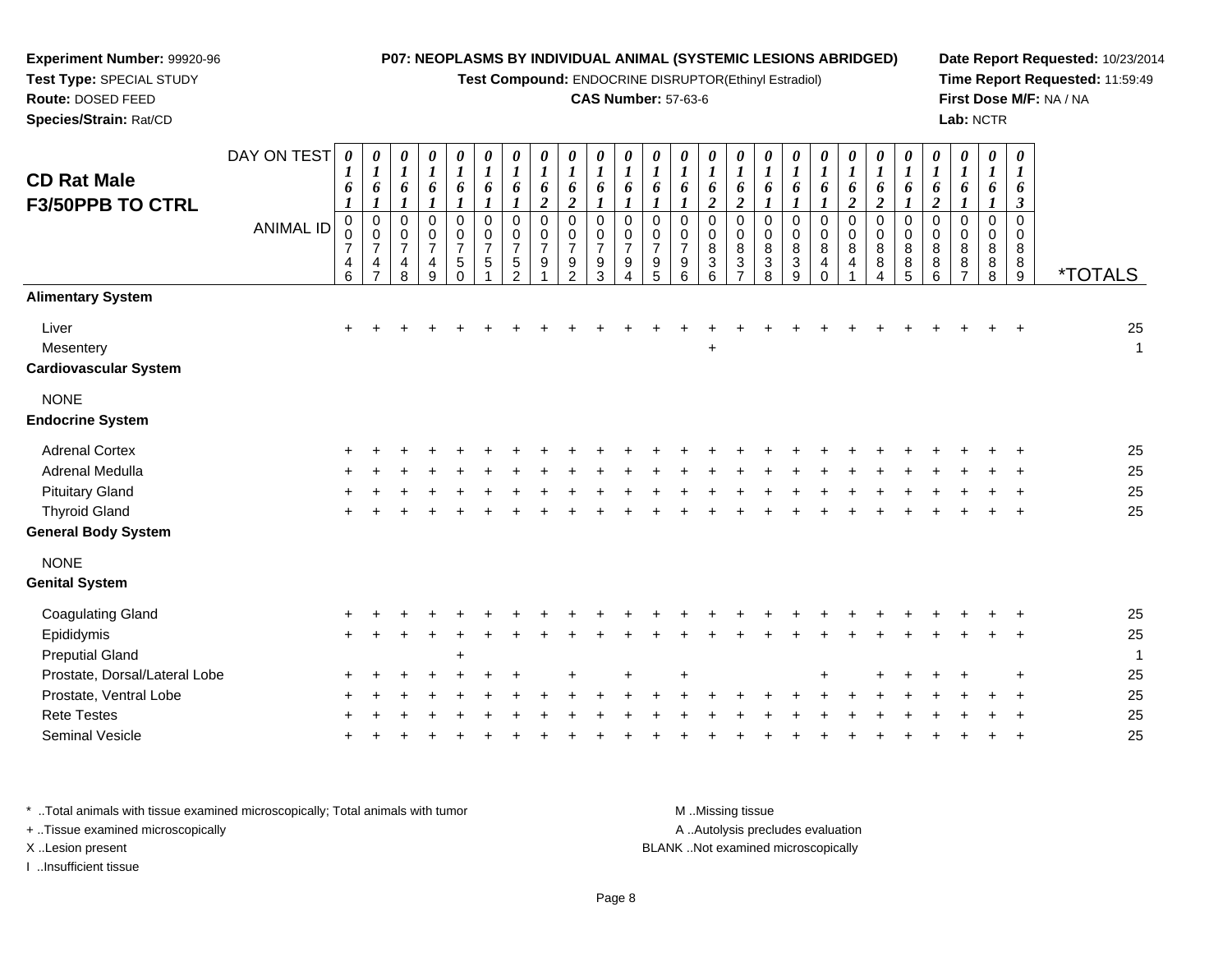**Experiment Number:** 99920-96
**Test Type:** SPECIAL STUDY
**Route:** DOSED FEED
**Species/Strain:** Rat/CD

**P07: NEOPLASMS BY INDIVIDUAL ANIMAL (SYSTEMIC LESIONS ABRIDGED)**
**Test Compound:** ENDOCRINE DISRUPTOR(Ethinyl Estradiol)
**CAS Number:** 57-63-6

**Date Report Requested:** 10/23/2014
**Time Report Requested:** 11:59:49
**First Dose M/F:** NA / NA
**Lab:** NCTR

## CD Rat Male F3/50PPB TO CTRL

| DAY ON TEST | 0161 | 0161 | 0161 | 0161 | 0161 | 0161 | 0161 | 0162 | 0162 | 0161 | 0161 | 0161 | 0161 | 0162 | 0162 | 0161 | 0161 | 0161 | 0162 | 0162 | 0161 | 0162 | 0161 | 0161 | 0163 | |
|---|---|---|---|---|---|---|---|---|---|---|---|---|---|---|---|---|---|---|---|---|---|---|---|---|---|---|
| **ANIMAL ID** | 00746 | 00747 | 00748 | 00749 | 00750 | 00751 | 00752 | 00791 | 00792 | 00793 | 00794 | 00795 | 00796 | 00836 | 00837 | 00838 | 00839 | 00840 | 00841 | 00884 | 00885 | 00886 | 00887 | 00888 | 00889 | ***TOTALS** |
| **Alimentary System** | | | | | | | | | | | | | | | | | | | | | | | | | | |
| Liver | + | + | + | + | + | + | + | + | + | + | + | + | + | + | + | + | + | + | + | + | + | + | + | + | + | 25 |
| Mesentery | | | | | | | | | | | | | | + | | | | | | | | | | | | 1 |
| **Cardiovascular System** | | | | | | | | | | | | | | | | | | | | | | | | | | |
| NONE | | | | | | | | | | | | | | | | | | | | | | | | | | |
| **Endocrine System** | | | | | | | | | | | | | | | | | | | | | | | | | | |
| Adrenal Cortex | + | + | + | + | + | + | + | + | + | + | + | + | + | + | + | + | + | + | + | + | + | + | + | + | + | 25 |
| Adrenal Medulla | + | + | + | + | + | + | + | + | + | + | + | + | + | + | + | + | + | + | + | + | + | + | + | + | + | 25 |
| Pituitary Gland | + | + | + | + | + | + | + | + | + | + | + | + | + | + | + | + | + | + | + | + | + | + | + | + | + | 25 |
| Thyroid Gland | + | + | + | + | + | + | + | + | + | + | + | + | + | + | + | + | + | + | + | + | + | + | + | + | + | 25 |
| **General Body System** | | | | | | | | | | | | | | | | | | | | | | | | | | |
| NONE | | | | | | | | | | | | | | | | | | | | | | | | | | |
| **Genital System** | | | | | | | | | | | | | | | | | | | | | | | | | | |
| Coagulating Gland | + | + | + | + | + | + | + | + | + | + | + | + | + | + | + | + | + | + | + | + | + | + | + | + | + | 25 |
| Epididymis | + | + | + | + | + | + | + | + | + | + | + | + | + | + | + | + | + | + | + | + | + | + | + | + | + | 25 |
| Preputial Gland | | | | | + | | | | | | | | | | | | | | | | | | | | | 1 |
| Prostate, Dorsal/Lateral Lobe | + | + | + | + | + | + | + | | + | | + | | + | | | | | + | | + | + | + | + | | + | 25 |
| Prostate, Ventral Lobe | + | + | + | + | + | + | + | + | + | + | + | + | + | + | + | + | + | + | + | + | + | + | + | + | + | 25 |
| Rete Testes | + | + | + | + | + | + | + | + | + | + | + | + | + | + | + | + | + | + | + | + | + | + | + | + | + | 25 |
| Seminal Vesicle | + | + | + | + | + | + | + | + | + | + | + | + | + | + | + | + | + | + | + | + | + | + | + | + | + | 25 |

* ..Total animals with tissue examined microscopically; Total animals with tumor
+ ..Tissue examined microscopically
X ..Lesion present
I ..Insufficient tissue

M ..Missing tissue
A ..Autolysis precludes evaluation
BLANK ..Not examined microscopically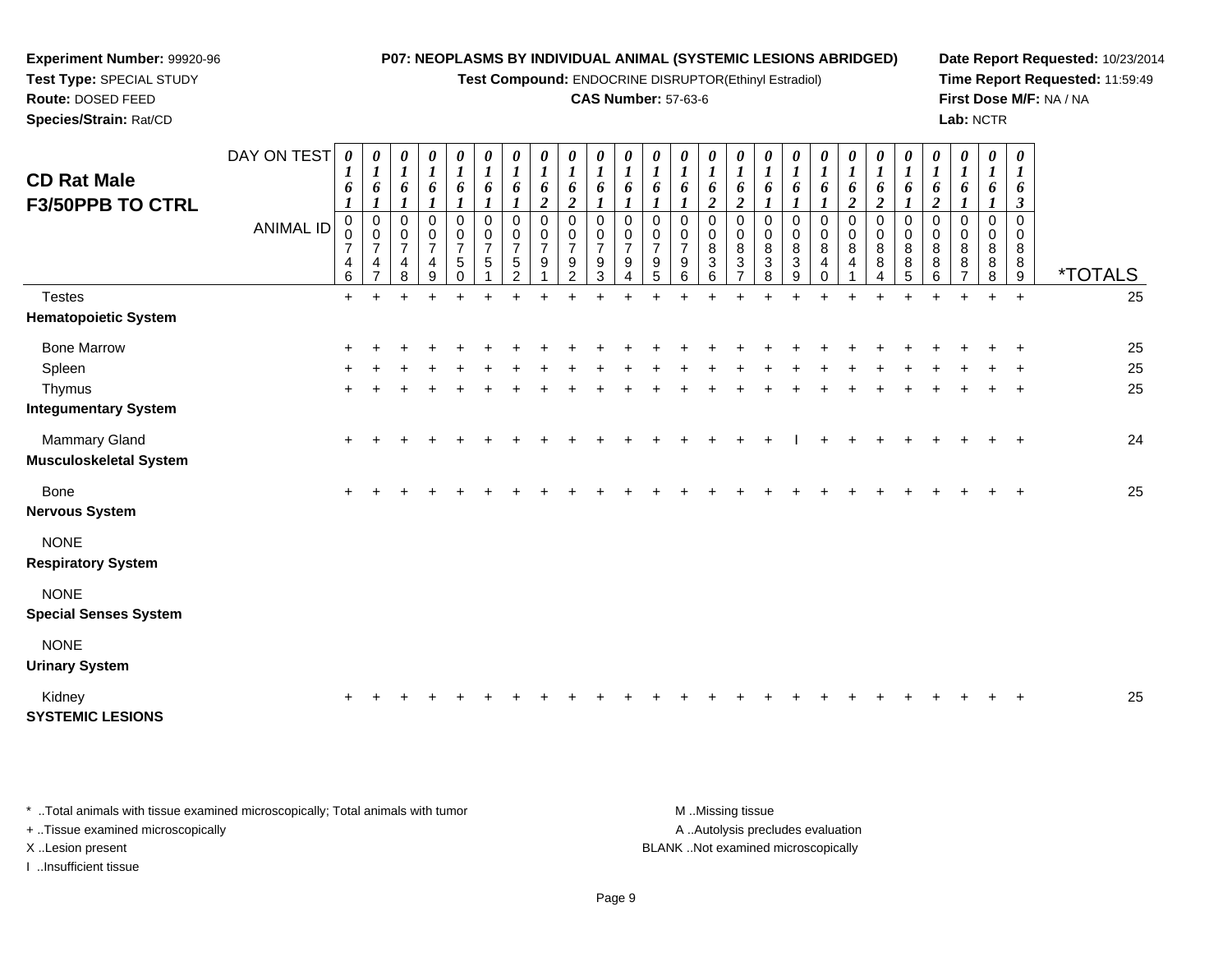**Experiment Number:** 99920-96
**Test Type:** SPECIAL STUDY
**Route:** DOSED FEED
**Species/Strain:** Rat/CD

**P07: NEOPLASMS BY INDIVIDUAL ANIMAL (SYSTEMIC LESIONS ABRIDGED)**
**Test Compound:** ENDOCRINE DISRUPTOR(Ethinyl Estradiol)
**CAS Number:** 57-63-6

**Date Report Requested:** 10/23/2014
**Time Report Requested:** 11:59:49
**First Dose M/F:** NA / NA
**Lab:** NCTR

## CD Rat Male
## F3/50PPB TO CTRL

| DAY ON TEST | 0161 | 0161 | 0161 | 0161 | 0161 | 0161 | 0161 | 0162 | 0162 | 0161 | 0161 | 0161 | 0161 | 0162 | 0162 | 0161 | 0161 | 0161 | 0162 | 0162 | 0161 | 0162 | 0161 | 0161 | 0163 | |
|---|---|---|---|---|---|---|---|---|---|---|---|---|---|---|---|---|---|---|---|---|---|---|---|---|---|---|
| **ANIMAL ID** | 00746 | 00747 | 00748 | 00749 | 00750 | 00751 | 00752 | 00791 | 00792 | 00793 | 00794 | 00795 | 00796 | 00836 | 00837 | 00838 | 00839 | 00840 | 00841 | 00884 | 00885 | 00886 | 00887 | 00888 | 00889 | ***TOTALS** |
| Testes | + | + | + | + | + | + | + | + | + | + | + | + | + | + | + | + | + | + | + | + | + | + | + | + | + | 25 |
| **Hematopoietic System** | | | | | | | | | | | | | | | | | | | | | | | | | | |
| Bone Marrow | + | + | + | + | + | + | + | + | + | + | + | + | + | + | + | + | + | + | + | + | + | + | + | + | + | 25 |
| Spleen | + | + | + | + | + | + | + | + | + | + | + | + | + | + | + | + | + | + | + | + | + | + | + | + | + | 25 |
| Thymus | + | + | + | + | + | + | + | + | + | + | + | + | + | + | + | + | + | + | + | + | + | + | + | + | + | 25 |
| **Integumentary System** | | | | | | | | | | | | | | | | | | | | | | | | | | |
| Mammary Gland | + | + | + | + | + | + | + | + | + | + | + | + | + | + | + | + | I | + | + | + | + | + | + | + | + | 24 |
| **Musculoskeletal System** | | | | | | | | | | | | | | | | | | | | | | | | | | |
| Bone | + | + | + | + | + | + | + | + | + | + | + | + | + | + | + | + | + | + | + | + | + | + | + | + | + | 25 |
| **Nervous System** | | | | | | | | | | | | | | | | | | | | | | | | | | |
| NONE | | | | | | | | | | | | | | | | | | | | | | | | | | |
| **Respiratory System** | | | | | | | | | | | | | | | | | | | | | | | | | | |
| NONE | | | | | | | | | | | | | | | | | | | | | | | | | | |
| **Special Senses System** | | | | | | | | | | | | | | | | | | | | | | | | | | |
| NONE | | | | | | | | | | | | | | | | | | | | | | | | | | |
| **Urinary System** | | | | | | | | | | | | | | | | | | | | | | | | | | |
| Kidney | + | + | + | + | + | + | + | + | + | + | + | + | + | + | + | + | + | + | + | + | + | + | + | + | + | 25 |
| **SYSTEMIC LESIONS** | | | | | | | | | | | | | | | | | | | | | | | | | | |

\* ..Total animals with tissue examined microscopically; Total animals with tumor
\+ ..Tissue examined microscopically
X ..Lesion present
I ..Insufficient tissue

M ..Missing tissue
A ..Autolysis precludes evaluation
BLANK ..Not examined microscopically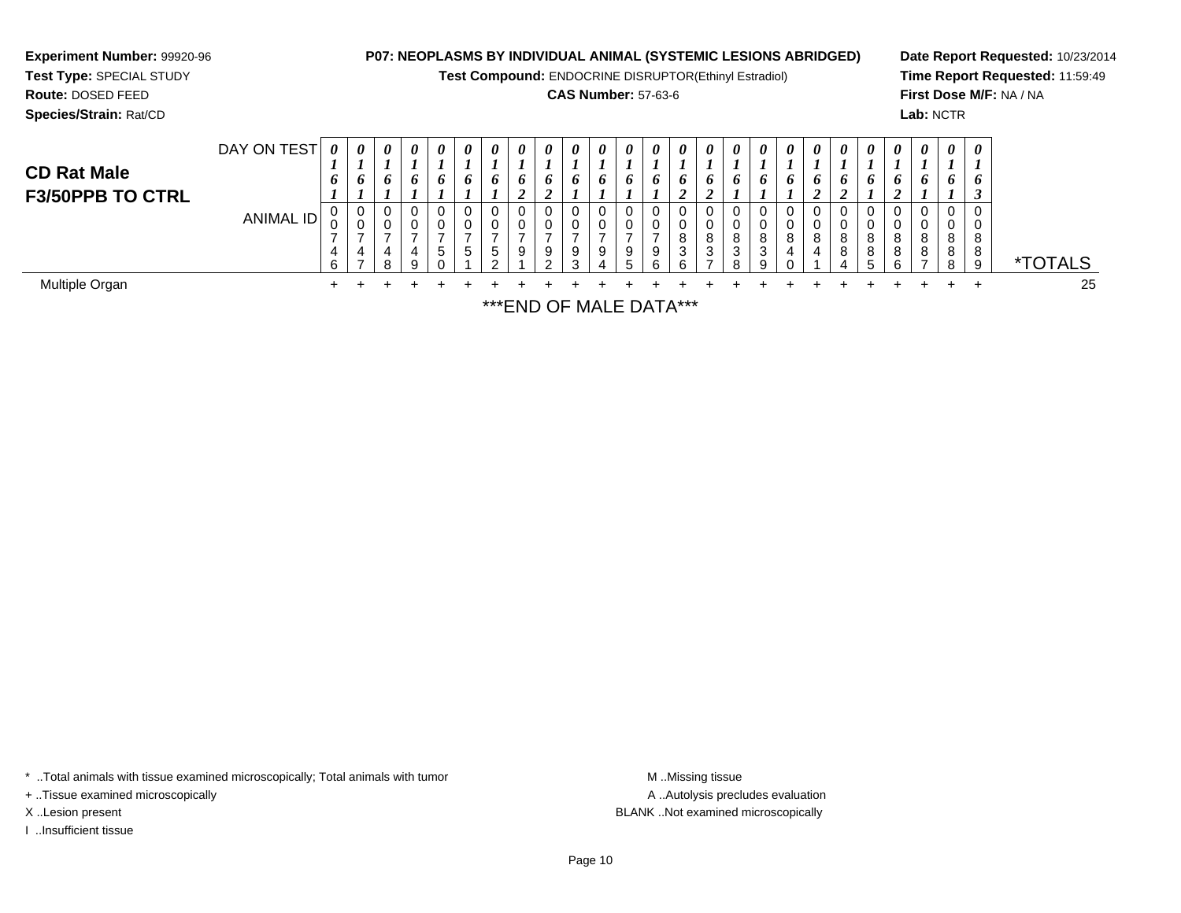**Experiment Number:** 99920-96
**Test Type:** SPECIAL STUDY
**Route:** DOSED FEED
**Species/Strain:** Rat/CD

**P07: NEOPLASMS BY INDIVIDUAL ANIMAL (SYSTEMIC LESIONS ABRIDGED)**
**Test Compound:** ENDOCRINE DISRUPTOR(Ethinyl Estradiol)
**CAS Number:** 57-63-6

**Date Report Requested:** 10/23/2014
**Time Report Requested:** 11:59:49
**First Dose M/F:** NA / NA
**Lab:** NCTR

## CD Rat Male F3/50PPB TO CTRL

| DAY ON TEST | 0161 | 0161 | 0161 | 0161 | 0161 | 0161 | 0161 | 0162 | 0162 | 0161 | 0161 | 0161 | 0161 | 0162 | 0162 | 0161 | 0161 | 0161 | 0162 | 0162 | 0161 | 0162 | 0161 | 0161 | 0163 | |
|---|---|---|---|---|---|---|---|---|---|---|---|---|---|---|---|---|---|---|---|---|---|---|---|---|---|---|
| **ANIMAL ID** | 00746 | 00747 | 00748 | 00749 | 00750 | 00751 | 00752 | 00791 | 00792 | 00793 | 00794 | 00795 | 00796 | 00836 | 00837 | 00838 | 00839 | 00840 | 00841 | 00884 | 00885 | 00886 | 00887 | 00888 | 00889 | ***TOTALS** |
| Multiple Organ | + | + | + | + | + | + | + | + | + | + | + | + | + | + | + | + | + | + | + | + | + | + | + | + | + | 25 |

***END OF MALE DATA***

* ..Total animals with tissue examined microscopically; Total animals with tumor
+ ..Tissue examined microscopically
X ..Lesion present
I ..Insufficient tissue

M ..Missing tissue
A ..Autolysis precludes evaluation
BLANK ..Not examined microscopically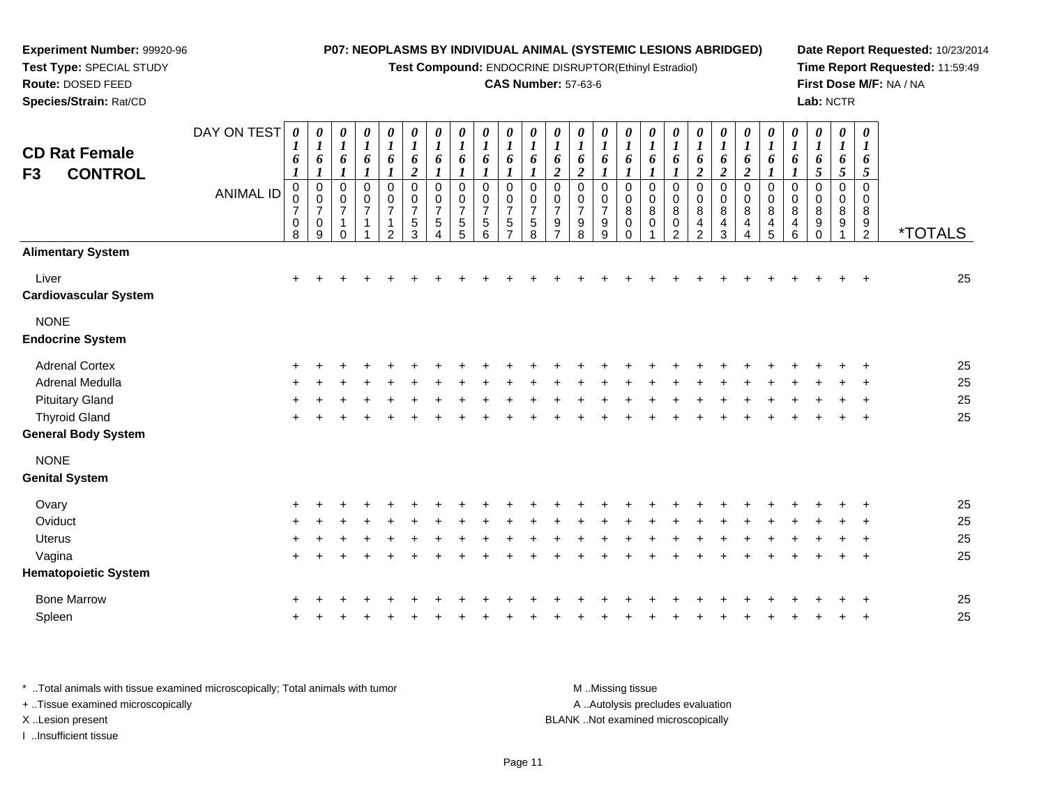**Experiment Number:** 99920-96
**Test Type:** SPECIAL STUDY
**Route:** DOSED FEED
**Species/Strain:** Rat/CD

**P07: NEOPLASMS BY INDIVIDUAL ANIMAL (SYSTEMIC LESIONS ABRIDGED)**
**Test Compound:** ENDOCRINE DISRUPTOR(Ethinyl Estradiol)
**CAS Number:** 57-63-6

**Date Report Requested:** 10/23/2014
**Time Report Requested:** 11:59:49
**First Dose M/F:** NA / NA
**Lab:** NCTR

## CD Rat Female
## F3 CONTROL

| DAY ON TEST | 0161 | 0161 | 0161 | 0161 | 0161 | 0162 | 0161 | 0161 | 0161 | 0161 | 0161 | 0162 | 0162 | 0161 | 0161 | 0161 | 0161 | 0162 | 0162 | 0162 | 0161 | 0161 | 0165 | 0165 | 0165 | |
|---|---|---|---|---|---|---|---|---|---|---|---|---|---|---|---|---|---|---|---|---|---|---|---|---|---|---|
| **ANIMAL ID** | 00708 | 00709 | 00710 | 00711 | 00712 | 00753 | 00754 | 00755 | 00756 | 00757 | 00758 | 00797 | 00798 | 00799 | 00800 | 00801 | 00802 | 00842 | 00843 | 00844 | 00845 | 00846 | 00890 | 00891 | 00892 | ***TOTALS** |
| **Alimentary System** | | | | | | | | | | | | | | | | | | | | | | | | | | |
| Liver | + | + | + | + | + | + | + | + | + | + | + | + | + | + | + | + | + | + | + | + | + | + | + | + | + | 25 |
| **Cardiovascular System** | | | | | | | | | | | | | | | | | | | | | | | | | | |
| NONE | | | | | | | | | | | | | | | | | | | | | | | | | | |
| **Endocrine System** | | | | | | | | | | | | | | | | | | | | | | | | | | |
| Adrenal Cortex | + | + | + | + | + | + | + | + | + | + | + | + | + | + | + | + | + | + | + | + | + | + | + | + | + | 25 |
| Adrenal Medulla | + | + | + | + | + | + | + | + | + | + | + | + | + | + | + | + | + | + | + | + | + | + | + | + | + | 25 |
| Pituitary Gland | + | + | + | + | + | + | + | + | + | + | + | + | + | + | + | + | + | + | + | + | + | + | + | + | + | 25 |
| Thyroid Gland | + | + | + | + | + | + | + | + | + | + | + | + | + | + | + | + | + | + | + | + | + | + | + | + | + | 25 |
| **General Body System** | | | | | | | | | | | | | | | | | | | | | | | | | | |
| NONE | | | | | | | | | | | | | | | | | | | | | | | | | | |
| **Genital System** | | | | | | | | | | | | | | | | | | | | | | | | | | |
| Ovary | + | + | + | + | + | + | + | + | + | + | + | + | + | + | + | + | + | + | + | + | + | + | + | + | + | 25 |
| Oviduct | + | + | + | + | + | + | + | + | + | + | + | + | + | + | + | + | + | + | + | + | + | + | + | + | + | 25 |
| Uterus | + | + | + | + | + | + | + | + | + | + | + | + | + | + | + | + | + | + | + | + | + | + | + | + | + | 25 |
| Vagina | + | + | + | + | + | + | + | + | + | + | + | + | + | + | + | + | + | + | + | + | + | + | + | + | + | 25 |
| **Hematopoietic System** | | | | | | | | | | | | | | | | | | | | | | | | | | |
| Bone Marrow | + | + | + | + | + | + | + | + | + | + | + | + | + | + | + | + | + | + | + | + | + | + | + | + | + | 25 |
| Spleen | + | + | + | + | + | + | + | + | + | + | + | + | + | + | + | + | + | + | + | + | + | + | + | + | + | 25 |

\* ..Total animals with tissue examined microscopically; Total animals with tumor
+ ..Tissue examined microscopically
X ..Lesion present
I ..Insufficient tissue

M ..Missing tissue
A ..Autolysis precludes evaluation
BLANK ..Not examined microscopically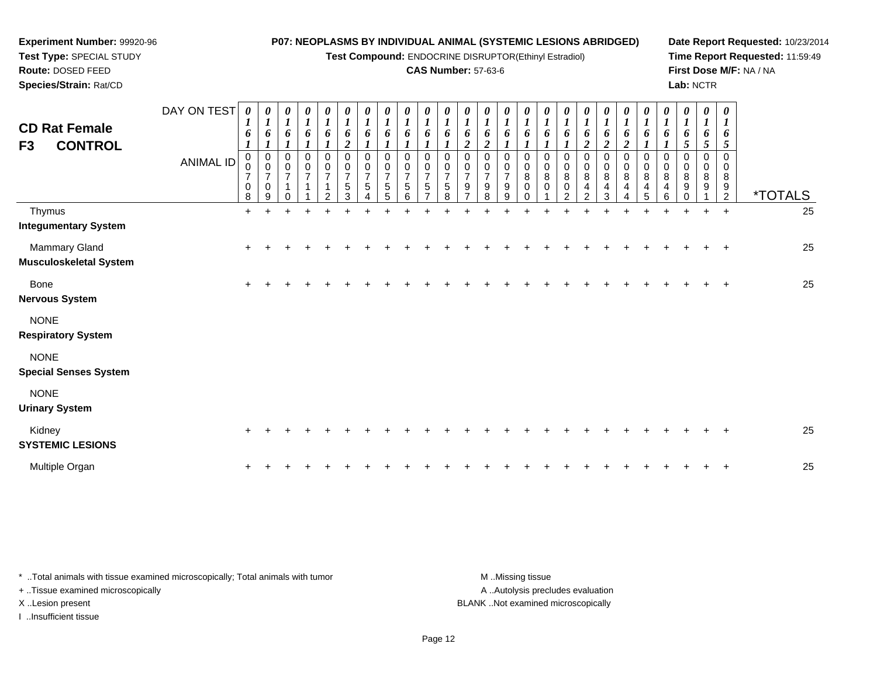**Experiment Number:** 99920-96
**Test Type:** SPECIAL STUDY
**Route:** DOSED FEED
**Species/Strain:** Rat/CD

**P07: NEOPLASMS BY INDIVIDUAL ANIMAL (SYSTEMIC LESIONS ABRIDGED)**
**Test Compound:** ENDOCRINE DISRUPTOR(Ethinyl Estradiol)
**CAS Number:** 57-63-6

**Date Report Requested:** 10/23/2014
**Time Report Requested:** 11:59:49
**First Dose M/F:** NA / NA
**Lab:** NCTR

## CD Rat Female
## F3 CONTROL

| DAY ON TEST | 0161 | 0161 | 0161 | 0161 | 0161 | 0162 | 0161 | 0161 | 0161 | 0161 | 0161 | 0162 | 0162 | 0161 | 0161 | 0161 | 0161 | 0162 | 0162 | 0162 | 0161 | 0161 | 0165 | 0165 | 0165 | |
|---|---|---|---|---|---|---|---|---|---|---|---|---|---|---|---|---|---|---|---|---|---|---|---|---|---|---|
| **ANIMAL ID** | 00708 | 00709 | 00710 | 00711 | 00712 | 00753 | 00754 | 00755 | 00756 | 00757 | 00758 | 00797 | 00798 | 00799 | 00800 | 00801 | 00802 | 00842 | 00843 | 00844 | 00845 | 00846 | 00890 | 00891 | 00892 | ***TOTALS** |
| Thymus | + | + | + | + | + | + | + | + | + | + | + | + | + | + | + | + | + | + | + | + | + | + | + | + | + | 25 |
| **Integumentary System** | | | | | | | | | | | | | | | | | | | | | | | | | | |
| Mammary Gland | + | + | + | + | + | + | + | + | + | + | + | + | + | + | + | + | + | + | + | + | + | + | + | + | + | 25 |
| **Musculoskeletal System** | | | | | | | | | | | | | | | | | | | | | | | | | | |
| Bone | + | + | + | + | + | + | + | + | + | + | + | + | + | + | + | + | + | + | + | + | + | + | + | + | + | 25 |
| **Nervous System** | | | | | | | | | | | | | | | | | | | | | | | | | | |
| NONE | | | | | | | | | | | | | | | | | | | | | | | | | | |
| **Respiratory System** | | | | | | | | | | | | | | | | | | | | | | | | | | |
| NONE | | | | | | | | | | | | | | | | | | | | | | | | | | |
| **Special Senses System** | | | | | | | | | | | | | | | | | | | | | | | | | | |
| NONE | | | | | | | | | | | | | | | | | | | | | | | | | | |
| **Urinary System** | | | | | | | | | | | | | | | | | | | | | | | | | | |
| Kidney | + | + | + | + | + | + | + | + | + | + | + | + | + | + | + | + | + | + | + | + | + | + | + | + | + | 25 |
| **SYSTEMIC LESIONS** | | | | | | | | | | | | | | | | | | | | | | | | | | |
| Multiple Organ | + | + | + | + | + | + | + | + | + | + | + | + | + | + | + | + | + | + | + | + | + | + | + | + | + | 25 |

* ..Total animals with tissue examined microscopically; Total animals with tumor
+ ..Tissue examined microscopically
X ..Lesion present
I ..Insufficient tissue

M ..Missing tissue
A ..Autolysis precludes evaluation
BLANK ..Not examined microscopically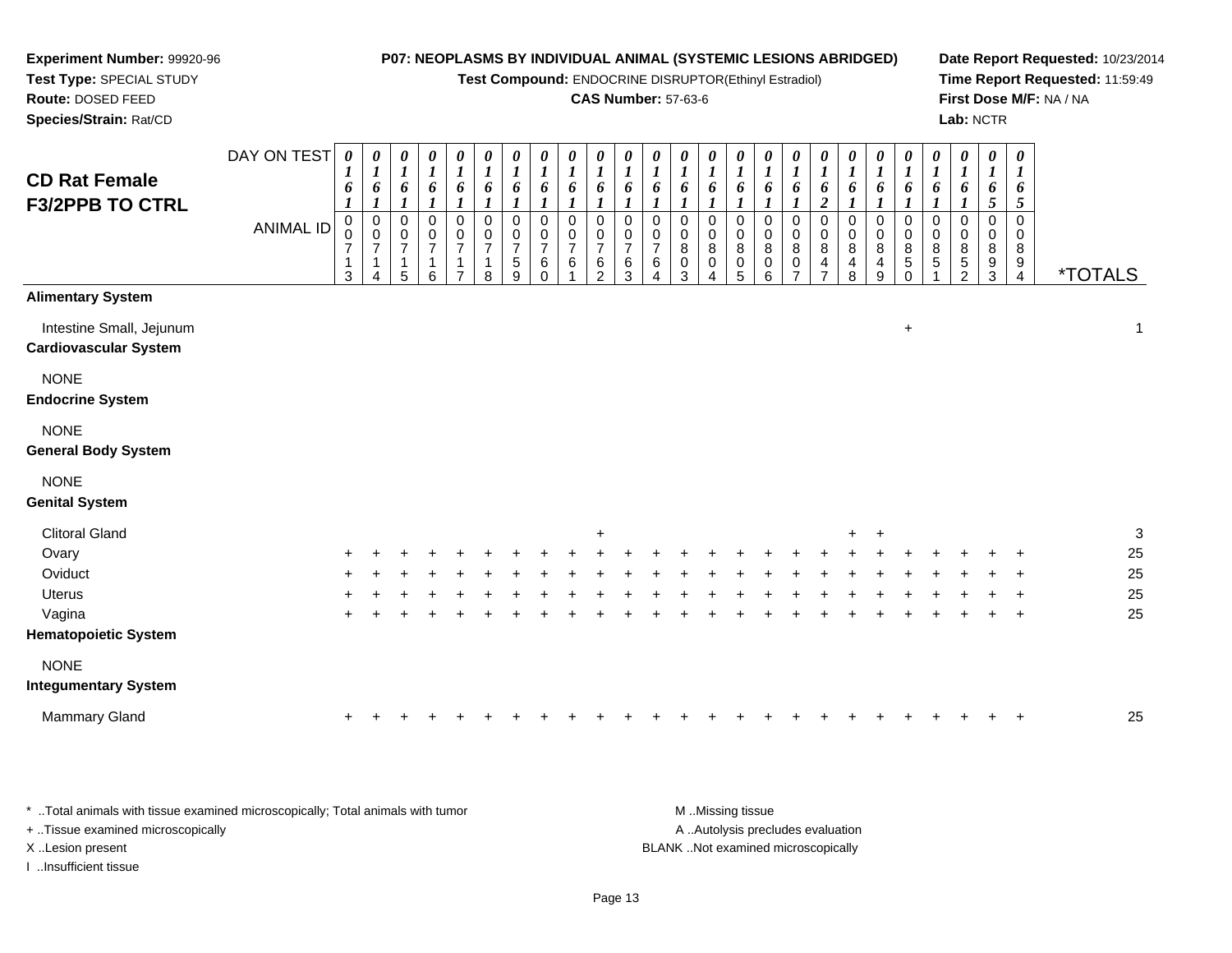**Experiment Number:** 99920-96
**Test Type:** SPECIAL STUDY
**Route:** DOSED FEED
**Species/Strain:** Rat/CD

**P07: NEOPLASMS BY INDIVIDUAL ANIMAL (SYSTEMIC LESIONS ABRIDGED)**
**Test Compound:** ENDOCRINE DISRUPTOR(Ethinyl Estradiol)
**CAS Number:** 57-63-6

**Date Report Requested:** 10/23/2014
**Time Report Requested:** 11:59:49
**First Dose M/F:** NA / NA
**Lab:** NCTR

## CD Rat Female F3/2PPB TO CTRL

| DAY ON TEST | 0161 | 0161 | 0161 | 0161 | 0161 | 0161 | 0161 | 0161 | 0161 | 0161 | 0161 | 0161 | 0161 | 0161 | 0161 | 0161 | 0161 | 0162 | 0161 | 0161 | 0161 | 0161 | 0161 | 0165 | 0165 | |
|---|---|---|---|---|---|---|---|---|---|---|---|---|---|---|---|---|---|---|---|---|---|---|---|---|---|---|
| **ANIMAL ID** | 00713 | 00714 | 00715 | 00716 | 00717 | 00718 | 00759 | 00760 | 00761 | 00762 | 00763 | 00764 | 00803 | 00804 | 00805 | 00806 | 00807 | 00847 | 00848 | 00849 | 00850 | 00851 | 00852 | 00893 | 00894 | ***TOTALS** |
| **Alimentary System** | | | | | | | | | | | | | | | | | | | | | | | | | | |
| Intestine Small, Jejunum | | | | | | | | | | | | | | | | | | | | | + | | | | | 1 |
| **Cardiovascular System** | | | | | | | | | | | | | | | | | | | | | | | | | | |
| NONE | | | | | | | | | | | | | | | | | | | | | | | | | | |
| **Endocrine System** | | | | | | | | | | | | | | | | | | | | | | | | | | |
| NONE | | | | | | | | | | | | | | | | | | | | | | | | | | |
| **General Body System** | | | | | | | | | | | | | | | | | | | | | | | | | | |
| NONE | | | | | | | | | | | | | | | | | | | | | | | | | | |
| **Genital System** | | | | | | | | | | | | | | | | | | | | | | | | | | |
| Clitoral Gland | | | | | | | | | | + | | | | | | | | | + | + | | | | | | 3 |
| Ovary | + | + | + | + | + | + | + | + | + | + | + | + | + | + | + | + | + | + | + | + | + | + | + | + | + | 25 |
| Oviduct | + | + | + | + | + | + | + | + | + | + | + | + | + | + | + | + | + | + | + | + | + | + | + | + | + | 25 |
| Uterus | + | + | + | + | + | + | + | + | + | + | + | + | + | + | + | + | + | + | + | + | + | + | + | + | + | 25 |
| Vagina | + | + | + | + | + | + | + | + | + | + | + | + | + | + | + | + | + | + | + | + | + | + | + | + | + | 25 |
| **Hematopoietic System** | | | | | | | | | | | | | | | | | | | | | | | | | | |
| NONE | | | | | | | | | | | | | | | | | | | | | | | | | | |
| **Integumentary System** | | | | | | | | | | | | | | | | | | | | | | | | | | |
| Mammary Gland | + | + | + | + | + | + | + | + | + | + | + | + | + | + | + | + | + | + | + | + | + | + | + | + | + | 25 |

* ..Total animals with tissue examined microscopically; Total animals with tumor
+ ..Tissue examined microscopically
X ..Lesion present
I ..Insufficient tissue

M ..Missing tissue
A ..Autolysis precludes evaluation
BLANK ..Not examined microscopically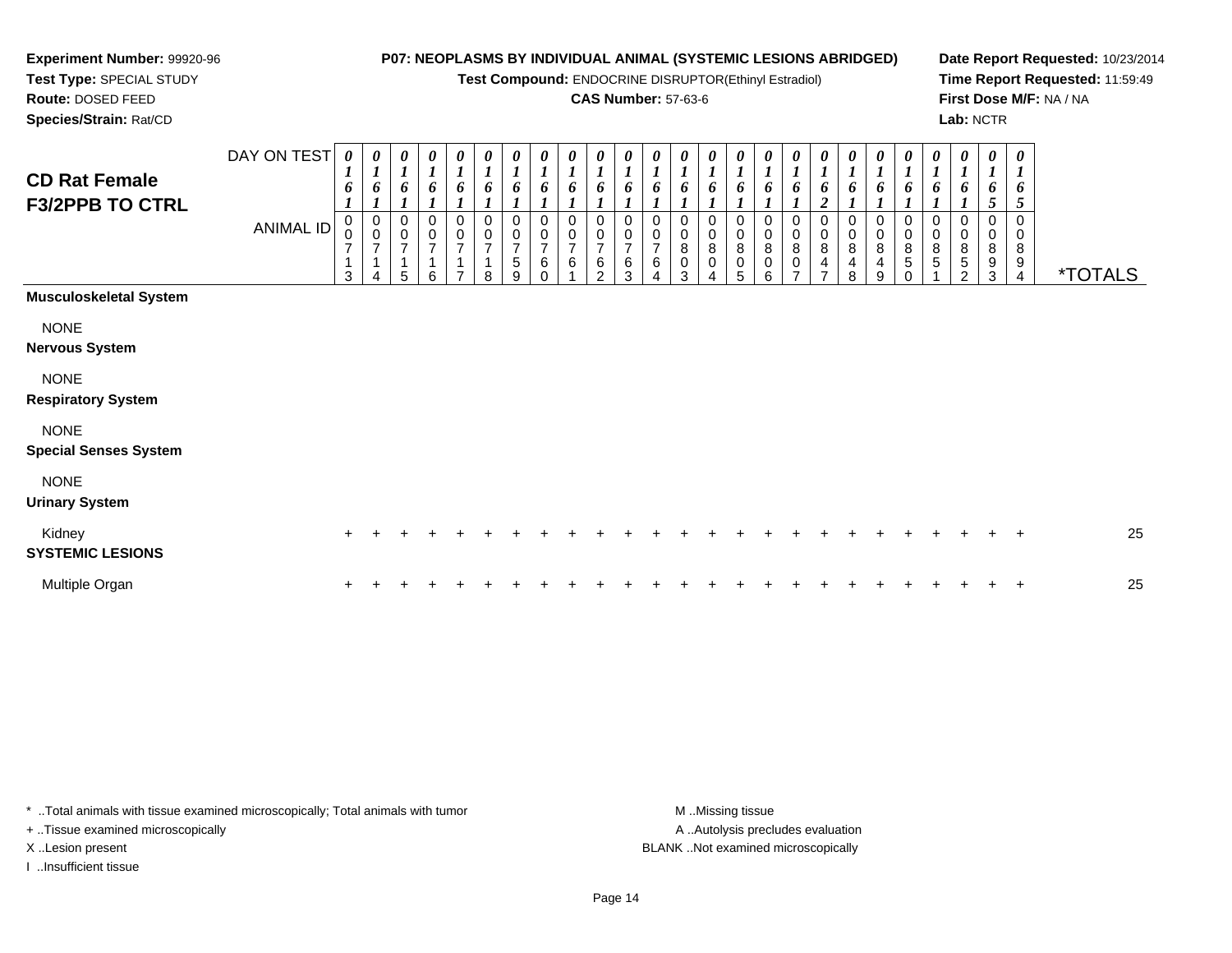**Experiment Number:** 99920-96
**Test Type:** SPECIAL STUDY
**Route:** DOSED FEED
**Species/Strain:** Rat/CD

**P07: NEOPLASMS BY INDIVIDUAL ANIMAL (SYSTEMIC LESIONS ABRIDGED)**
**Test Compound:** ENDOCRINE DISRUPTOR(Ethinyl Estradiol)
**CAS Number:** 57-63-6

**Date Report Requested:** 10/23/2014
**Time Report Requested:** 11:59:49
**First Dose M/F:** NA / NA
**Lab:** NCTR

## CD Rat Female F3/2PPB TO CTRL

| DAY ON TEST | 0161 | 0161 | 0161 | 0161 | 0161 | 0161 | 0161 | 0161 | 0161 | 0161 | 0161 | 0161 | 0161 | 0161 | 0161 | 0161 | 0161 | 0162 | 0161 | 0161 | 0161 | 0161 | 0161 | 0165 | 0165 | |
|---|---|---|---|---|---|---|---|---|---|---|---|---|---|---|---|---|---|---|---|---|---|---|---|---|---|---|
| **ANIMAL ID** | 00713 | 00714 | 00715 | 00716 | 00717 | 00718 | 00759 | 00760 | 00761 | 00762 | 00763 | 00764 | 00803 | 00804 | 00805 | 00806 | 00807 | 00847 | 00848 | 00849 | 00850 | 00851 | 00852 | 00893 | 00894 | ***TOTALS** |
| **Musculoskeletal System** | | | | | | | | | | | | | | | | | | | | | | | | | | |
| NONE | | | | | | | | | | | | | | | | | | | | | | | | | | |
| **Nervous System** | | | | | | | | | | | | | | | | | | | | | | | | | | |
| NONE | | | | | | | | | | | | | | | | | | | | | | | | | | |
| **Respiratory System** | | | | | | | | | | | | | | | | | | | | | | | | | | |
| NONE | | | | | | | | | | | | | | | | | | | | | | | | | | |
| **Special Senses System** | | | | | | | | | | | | | | | | | | | | | | | | | | |
| NONE | | | | | | | | | | | | | | | | | | | | | | | | | | |
| **Urinary System** | | | | | | | | | | | | | | | | | | | | | | | | | | |
| Kidney | + | + | + | + | + | + | + | + | + | + | + | + | + | + | + | + | + | + | + | + | + | + | + | + | + | 25 |
| **SYSTEMIC LESIONS** | | | | | | | | | | | | | | | | | | | | | | | | | | |
| Multiple Organ | + | + | + | + | + | + | + | + | + | + | + | + | + | + | + | + | + | + | + | + | + | + | + | + | + | 25 |

* ..Total animals with tissue examined microscopically; Total animals with tumor
+ ..Tissue examined microscopically
X ..Lesion present
I ..Insufficient tissue

M ..Missing tissue
A ..Autolysis precludes evaluation
BLANK ..Not examined microscopically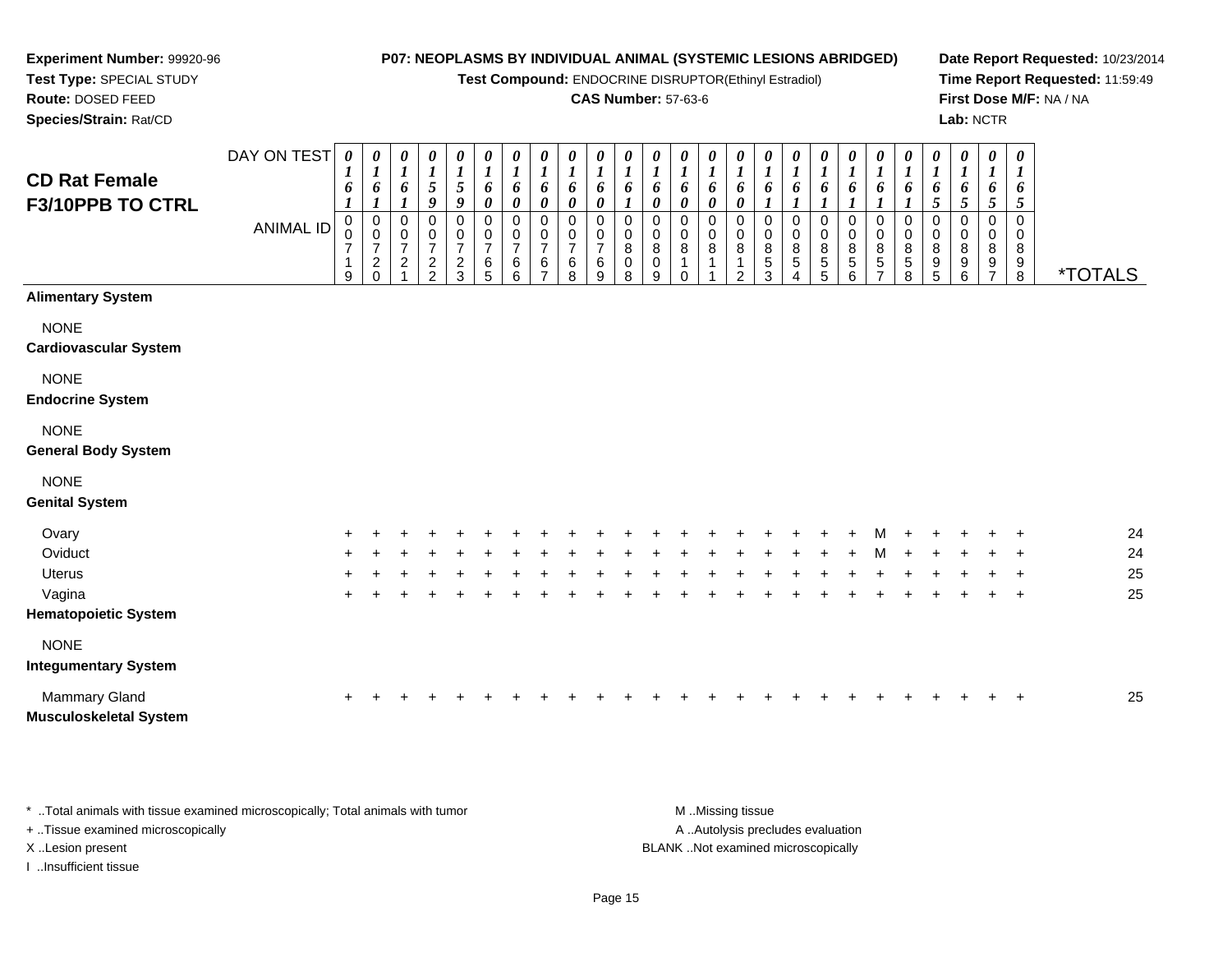**Experiment Number:** 99920-96
**Test Type:** SPECIAL STUDY
**Route:** DOSED FEED
**Species/Strain:** Rat/CD

**P07: NEOPLASMS BY INDIVIDUAL ANIMAL (SYSTEMIC LESIONS ABRIDGED)**
**Test Compound:** ENDOCRINE DISRUPTOR(Ethinyl Estradiol)
**CAS Number:** 57-63-6

**Date Report Requested:** 10/23/2014
**Time Report Requested:** 11:59:49
**First Dose M/F:** NA / NA
**Lab:** NCTR

## CD Rat Female F3/10PPB TO CTRL

| DAY ON TEST | 0161 | 0161 | 0161 | 0159 | 0159 | 0160 | 0160 | 0160 | 0160 | 0160 | 0161 | 0160 | 0160 | 0160 | 0160 | 0161 | 0161 | 0161 | 0161 | 0161 | 0161 | 0165 | 0165 | 0165 | 0165 | |
|---|---|---|---|---|---|---|---|---|---|---|---|---|---|---|---|---|---|---|---|---|---|---|---|---|---|---|
| **ANIMAL ID** | 00719 | 00720 | 00721 | 00722 | 00723 | 00765 | 00766 | 00767 | 00768 | 00769 | 00808 | 00809 | 00810 | 00811 | 00812 | 00853 | 00854 | 00855 | 00856 | 00857 | 00858 | 00895 | 00896 | 00897 | 00898 | ***TOTALS** |
| **Alimentary System** | | | | | | | | | | | | | | | | | | | | | | | | | | |
| NONE | | | | | | | | | | | | | | | | | | | | | | | | | | |
| **Cardiovascular System** | | | | | | | | | | | | | | | | | | | | | | | | | | |
| NONE | | | | | | | | | | | | | | | | | | | | | | | | | | |
| **Endocrine System** | | | | | | | | | | | | | | | | | | | | | | | | | | |
| NONE | | | | | | | | | | | | | | | | | | | | | | | | | | |
| **General Body System** | | | | | | | | | | | | | | | | | | | | | | | | | | |
| NONE | | | | | | | | | | | | | | | | | | | | | | | | | | |
| **Genital System** | | | | | | | | | | | | | | | | | | | | | | | | | | |
| Ovary | + | + | + | + | + | + | + | + | + | + | + | + | + | + | + | + | + | + | + | M | + | + | + | + | + | 24 |
| Oviduct | + | + | + | + | + | + | + | + | + | + | + | + | + | + | + | + | + | + | + | M | + | + | + | + | + | 24 |
| Uterus | + | + | + | + | + | + | + | + | + | + | + | + | + | + | + | + | + | + | + | + | + | + | + | + | + | 25 |
| Vagina | + | + | + | + | + | + | + | + | + | + | + | + | + | + | + | + | + | + | + | + | + | + | + | + | + | 25 |
| **Hematopoietic System** | | | | | | | | | | | | | | | | | | | | | | | | | | |
| NONE | | | | | | | | | | | | | | | | | | | | | | | | | | |
| **Integumentary System** | | | | | | | | | | | | | | | | | | | | | | | | | | |
| Mammary Gland | + | + | + | + | + | + | + | + | + | + | + | + | + | + | + | + | + | + | + | + | + | + | + | + | + | 25 |
| **Musculoskeletal System** | | | | | | | | | | | | | | | | | | | | | | | | | | |

\* ..Total animals with tissue examined microscopically; Total animals with tumor
\+ ..Tissue examined microscopically
X ..Lesion present
I ..Insufficient tissue

M ..Missing tissue
A ..Autolysis precludes evaluation
BLANK ..Not examined microscopically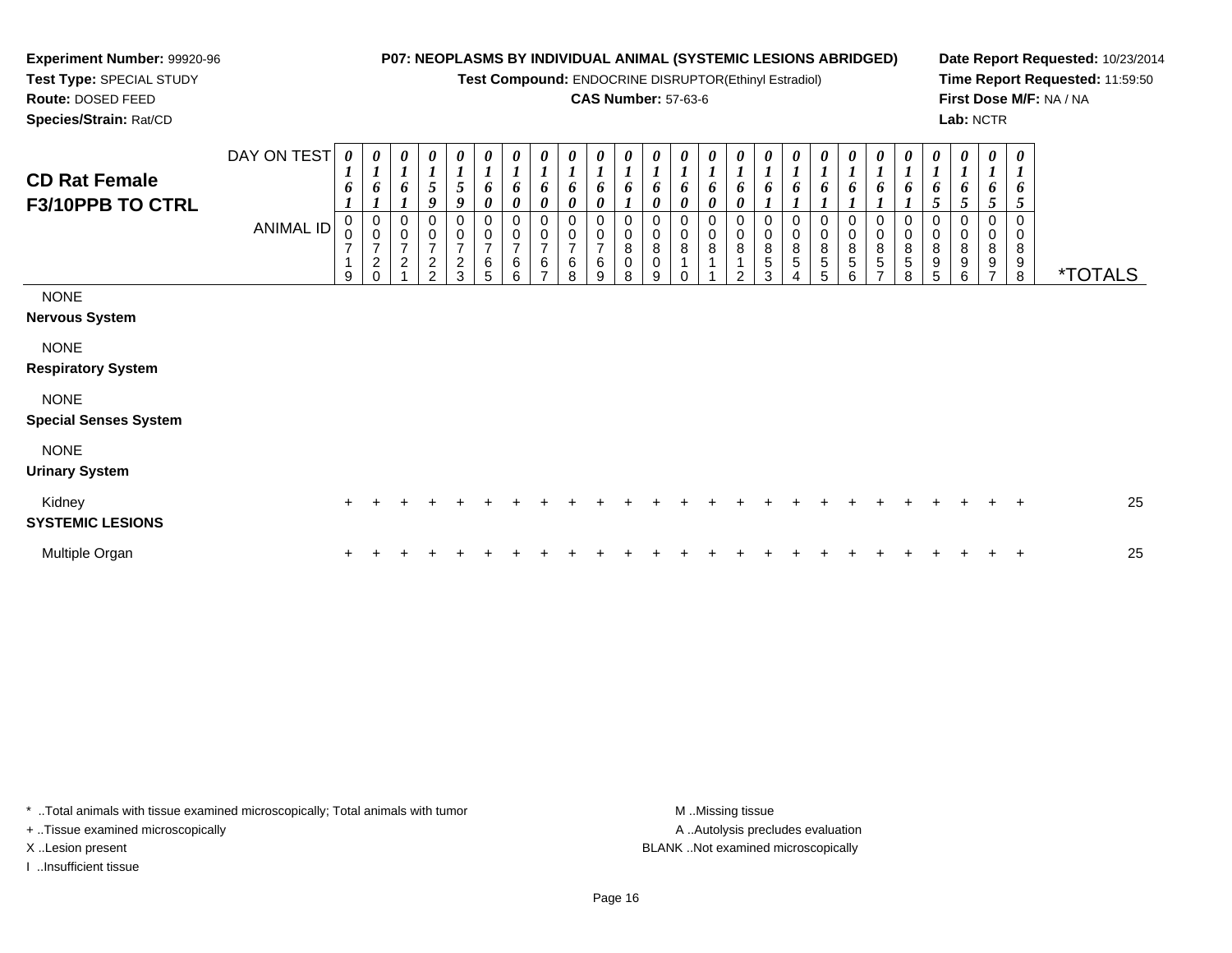**Experiment Number:** 99920-96
**Test Type:** SPECIAL STUDY
**Route:** DOSED FEED
**Species/Strain:** Rat/CD

**P07: NEOPLASMS BY INDIVIDUAL ANIMAL (SYSTEMIC LESIONS ABRIDGED)**
**Test Compound:** ENDOCRINE DISRUPTOR(Ethinyl Estradiol)
**CAS Number:** 57-63-6

**Date Report Requested:** 10/23/2014
**Time Report Requested:** 11:59:50
**First Dose M/F:** NA / NA
**Lab:** NCTR

## CD Rat Female F3/10PPB TO CTRL

| DAY ON TEST | 0161 | 0161 | 0161 | 0159 | 0159 | 0160 | 0160 | 0160 | 0160 | 0160 | 0161 | 0160 | 0160 | 0160 | 0160 | 0161 | 0161 | 0161 | 0161 | 0161 | 0161 | 0165 | 0165 | 0165 | 0165 | |
|---|---|---|---|---|---|---|---|---|---|---|---|---|---|---|---|---|---|---|---|---|---|---|---|---|---|---|
| **ANIMAL ID** | 00719 | 00720 | 00721 | 00722 | 00723 | 00765 | 00766 | 00767 | 00768 | 00769 | 00808 | 00809 | 00810 | 00811 | 00812 | 00853 | 00854 | 00855 | 00856 | 00857 | 00858 | 00895 | 00896 | 00897 | 00898 | ***TOTALS** |
| NONE | | | | | | | | | | | | | | | | | | | | | | | | | | |
| **Nervous System** | | | | | | | | | | | | | | | | | | | | | | | | | | |
| NONE | | | | | | | | | | | | | | | | | | | | | | | | | | |
| **Respiratory System** | | | | | | | | | | | | | | | | | | | | | | | | | | |
| NONE | | | | | | | | | | | | | | | | | | | | | | | | | | |
| **Special Senses System** | | | | | | | | | | | | | | | | | | | | | | | | | | |
| NONE | | | | | | | | | | | | | | | | | | | | | | | | | | |
| **Urinary System** | | | | | | | | | | | | | | | | | | | | | | | | | | |
| Kidney | + | + | + | + | + | + | + | + | + | + | + | + | + | + | + | + | + | + | + | + | + | + | + | + | + | 25 |
| **SYSTEMIC LESIONS** | | | | | | | | | | | | | | | | | | | | | | | | | | |
| Multiple Organ | + | + | + | + | + | + | + | + | + | + | + | + | + | + | + | + | + | + | + | + | + | + | + | + | + | 25 |

\* ..Total animals with tissue examined microscopically; Total animals with tumor
+ ..Tissue examined microscopically
X ..Lesion present
I ..Insufficient tissue

M ..Missing tissue
A ..Autolysis precludes evaluation
BLANK ..Not examined microscopically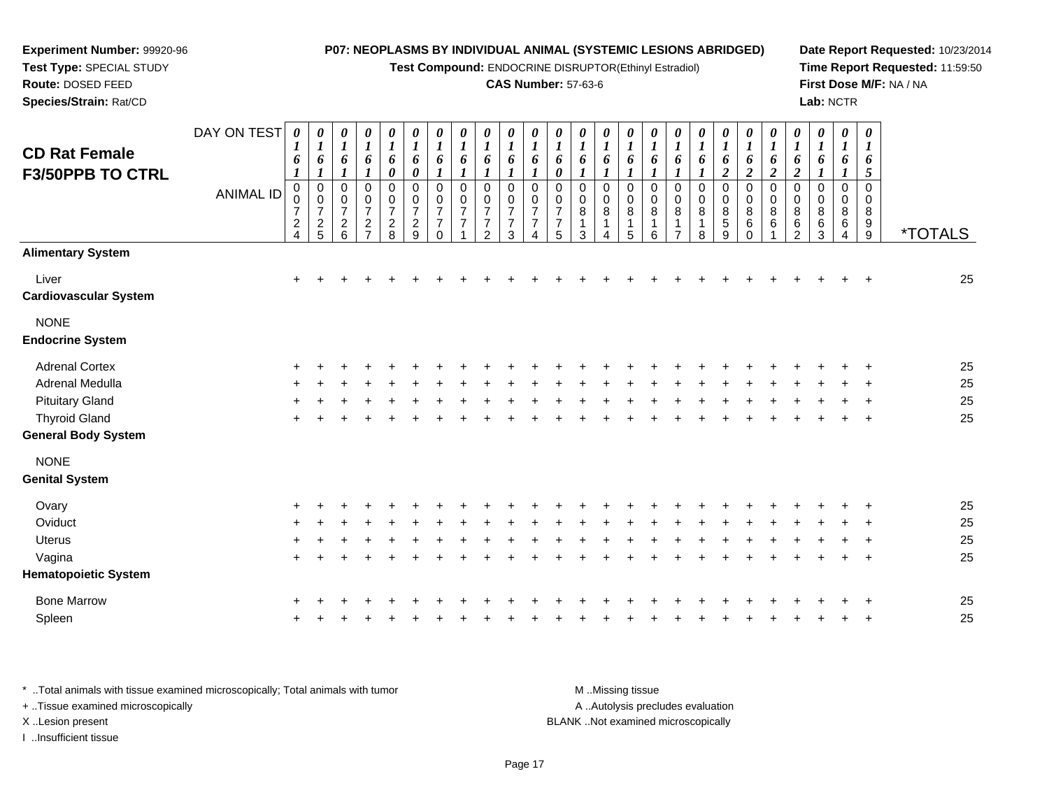**Experiment Number:** 99920-96
**Test Type:** SPECIAL STUDY
**Route:** DOSED FEED
**Species/Strain:** Rat/CD

**P07: NEOPLASMS BY INDIVIDUAL ANIMAL (SYSTEMIC LESIONS ABRIDGED)**
**Test Compound:** ENDOCRINE DISRUPTOR(Ethinyl Estradiol)
**CAS Number:** 57-63-6

**Date Report Requested:** 10/23/2014
**Time Report Requested:** 11:59:50
**First Dose M/F:** NA / NA
**Lab:** NCTR

## CD Rat Female F3/50PPB TO CTRL

| DAY ON TEST | 0161 | 0161 | 0161 | 0161 | 0160 | 0160 | 0161 | 0161 | 0161 | 0161 | 0161 | 0160 | 0161 | 0161 | 0161 | 0161 | 0161 | 0161 | 0162 | 0162 | 0162 | 0162 | 0161 | 0161 | 0165 | |
|---|---|---|---|---|---|---|---|---|---|---|---|---|---|---|---|---|---|---|---|---|---|---|---|---|---|---|
| **ANIMAL ID** | 00724 | 00725 | 00726 | 00727 | 00728 | 00729 | 00770 | 00771 | 00772 | 00773 | 00774 | 00775 | 00813 | 00814 | 00815 | 00816 | 00817 | 00818 | 00859 | 00860 | 00861 | 00862 | 00863 | 00864 | 00899 | ***TOTALS** |
| **Alimentary System** | | | | | | | | | | | | | | | | | | | | | | | | | | |
| Liver | + | + | + | + | + | + | + | + | + | + | + | + | + | + | + | + | + | + | + | + | + | + | + | + | + | 25 |
| **Cardiovascular System** | | | | | | | | | | | | | | | | | | | | | | | | | | |
| NONE | | | | | | | | | | | | | | | | | | | | | | | | | | |
| **Endocrine System** | | | | | | | | | | | | | | | | | | | | | | | | | | |
| Adrenal Cortex | + | + | + | + | + | + | + | + | + | + | + | + | + | + | + | + | + | + | + | + | + | + | + | + | + | 25 |
| Adrenal Medulla | + | + | + | + | + | + | + | + | + | + | + | + | + | + | + | + | + | + | + | + | + | + | + | + | + | 25 |
| Pituitary Gland | + | + | + | + | + | + | + | + | + | + | + | + | + | + | + | + | + | + | + | + | + | + | + | + | + | 25 |
| Thyroid Gland | + | + | + | + | + | + | + | + | + | + | + | + | + | + | + | + | + | + | + | + | + | + | + | + | + | 25 |
| **General Body System** | | | | | | | | | | | | | | | | | | | | | | | | | | |
| NONE | | | | | | | | | | | | | | | | | | | | | | | | | | |
| **Genital System** | | | | | | | | | | | | | | | | | | | | | | | | | | |
| Ovary | + | + | + | + | + | + | + | + | + | + | + | + | + | + | + | + | + | + | + | + | + | + | + | + | + | 25 |
| Oviduct | + | + | + | + | + | + | + | + | + | + | + | + | + | + | + | + | + | + | + | + | + | + | + | + | + | 25 |
| Uterus | + | + | + | + | + | + | + | + | + | + | + | + | + | + | + | + | + | + | + | + | + | + | + | + | + | 25 |
| Vagina | + | + | + | + | + | + | + | + | + | + | + | + | + | + | + | + | + | + | + | + | + | + | + | + | + | 25 |
| **Hematopoietic System** | | | | | | | | | | | | | | | | | | | | | | | | | | |
| Bone Marrow | + | + | + | + | + | + | + | + | + | + | + | + | + | + | + | + | + | + | + | + | + | + | + | + | + | 25 |
| Spleen | + | + | + | + | + | + | + | + | + | + | + | + | + | + | + | + | + | + | + | + | + | + | + | + | + | 25 |

\* ..Total animals with tissue examined microscopically; Total animals with tumor
\+ ..Tissue examined microscopically
X ..Lesion present
I ..Insufficient tissue

M ..Missing tissue
A ..Autolysis precludes evaluation
BLANK ..Not examined microscopically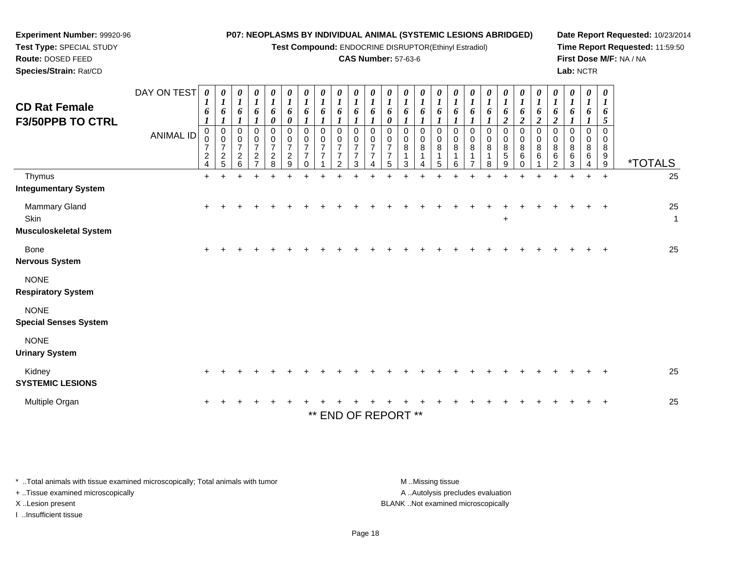**Experiment Number:** 99920-96
**Test Type:** SPECIAL STUDY
**Route:** DOSED FEED
**Species/Strain:** Rat/CD

**P07: NEOPLASMS BY INDIVIDUAL ANIMAL (SYSTEMIC LESIONS ABRIDGED)**
**Test Compound:** ENDOCRINE DISRUPTOR(Ethinyl Estradiol)
**CAS Number:** 57-63-6

**Date Report Requested:** 10/23/2014
**Time Report Requested:** 11:59:50
**First Dose M/F:** NA / NA
**Lab:** NCTR

## CD Rat Female F3/50PPB TO CTRL

| DAY ON TEST | 0161 | 0161 | 0161 | 0161 | 0160 | 0160 | 0161 | 0161 | 0161 | 0161 | 0161 | 0160 | 0161 | 0161 | 0161 | 0161 | 0161 | 0161 | 0162 | 0162 | 0162 | 0162 | 0161 | 0161 | 0165 | |
|---|---|---|---|---|---|---|---|---|---|---|---|---|---|---|---|---|---|---|---|---|---|---|---|---|---|---|
| ANIMAL ID | 00724 | 00725 | 00726 | 00727 | 00728 | 00729 | 00770 | 00771 | 00772 | 00773 | 00774 | 00775 | 00813 | 00814 | 00815 | 00816 | 00817 | 00818 | 00859 | 00860 | 00861 | 00862 | 00863 | 00864 | 00899 | *TOTALS |
| Thymus | + | + | + | + | + | + | + | + | + | + | + | + | + | + | + | + | + | + | + | + | + | + | + | + | + | 25 |
| **Integumentary System** | | | | | | | | | | | | | | | | | | | | | | | | | | |
| Mammary Gland | + | + | + | + | + | + | + | + | + | + | + | + | + | + | + | + | + | + | + | + | + | + | + | + | + | 25 |
| Skin | | | | | | | | | | | | | | | | | | | + | | | | | | | 1 |
| **Musculoskeletal System** | | | | | | | | | | | | | | | | | | | | | | | | | | |
| Bone | + | + | + | + | + | + | + | + | + | + | + | + | + | + | + | + | + | + | + | + | + | + | + | + | + | 25 |
| **Nervous System** | | | | | | | | | | | | | | | | | | | | | | | | | | |
| NONE | | | | | | | | | | | | | | | | | | | | | | | | | | |
| **Respiratory System** | | | | | | | | | | | | | | | | | | | | | | | | | | |
| NONE | | | | | | | | | | | | | | | | | | | | | | | | | | |
| **Special Senses System** | | | | | | | | | | | | | | | | | | | | | | | | | | |
| NONE | | | | | | | | | | | | | | | | | | | | | | | | | | |
| **Urinary System** | | | | | | | | | | | | | | | | | | | | | | | | | | |
| Kidney | + | + | + | + | + | + | + | + | + | + | + | + | + | + | + | + | + | + | + | + | + | + | + | + | + | 25 |
| **SYSTEMIC LESIONS** | | | | | | | | | | | | | | | | | | | | | | | | | | |
| Multiple Organ | + | + | + | + | + | + | + | + | + | + | + | + | + | + | + | + | + | + | + | + | + | + | + | + | + | 25 |

** END OF REPORT **

\* ..Total animals with tissue examined microscopically; Total animals with tumor
\+ ..Tissue examined microscopically
X ..Lesion present
I ..Insufficient tissue

M ..Missing tissue
A ..Autolysis precludes evaluation
BLANK ..Not examined microscopically